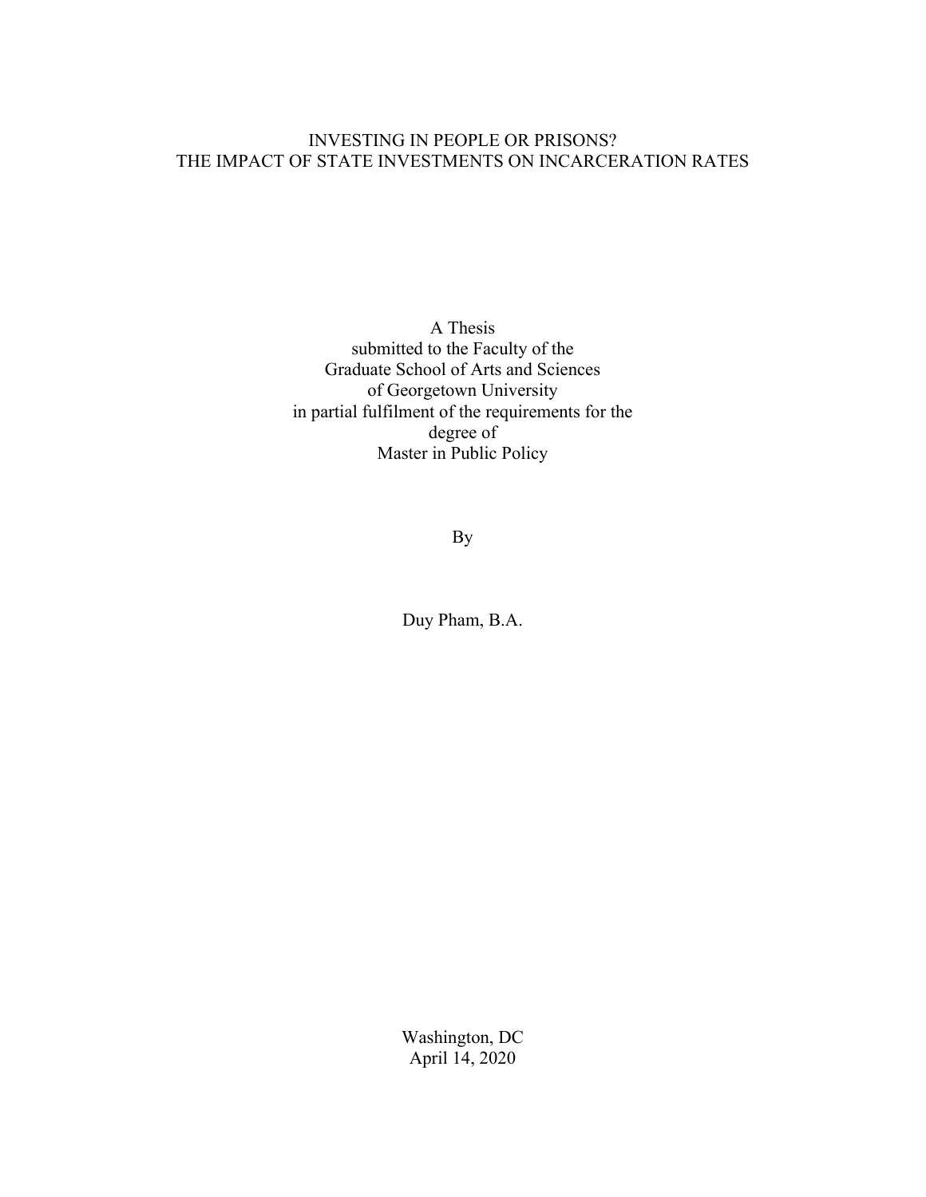# INVESTING IN PEOPLE OR PRISONS?
# THE IMPACT OF STATE INVESTMENTS ON INCARCERATION RATES

A Thesis
submitted to the Faculty of the
Graduate School of Arts and Sciences
of Georgetown University
in partial fulfilment of the requirements for the
degree of
Master in Public Policy

By

Duy Pham, B.A.

Washington, DC
April 14, 2020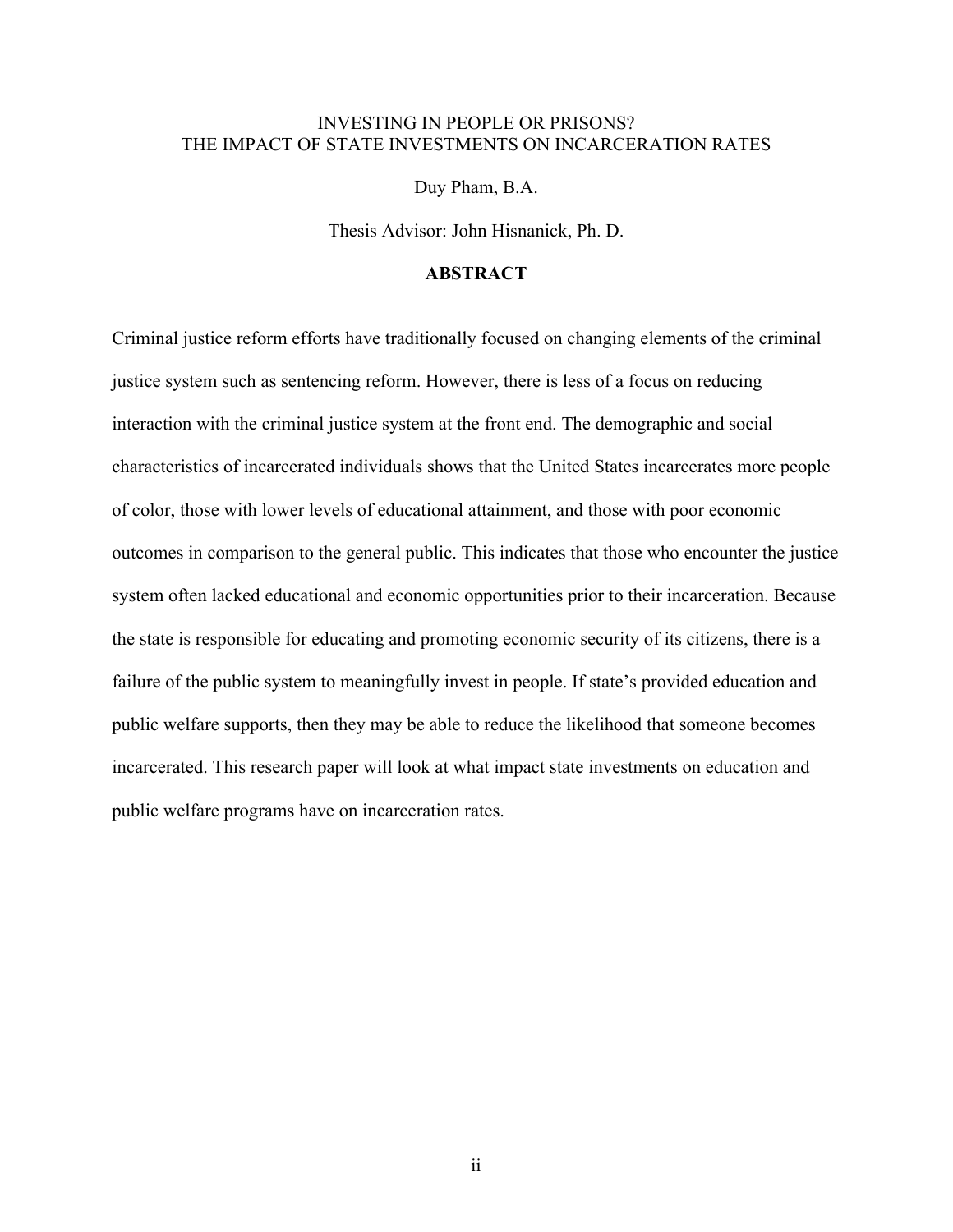INVESTING IN PEOPLE OR PRISONS?
THE IMPACT OF STATE INVESTMENTS ON INCARCERATION RATES

Duy Pham, B.A.

Thesis Advisor: John Hisnanick, Ph. D.

## ABSTRACT

Criminal justice reform efforts have traditionally focused on changing elements of the criminal justice system such as sentencing reform. However, there is less of a focus on reducing interaction with the criminal justice system at the front end. The demographic and social characteristics of incarcerated individuals shows that the United States incarcerates more people of color, those with lower levels of educational attainment, and those with poor economic outcomes in comparison to the general public. This indicates that those who encounter the justice system often lacked educational and economic opportunities prior to their incarceration. Because the state is responsible for educating and promoting economic security of its citizens, there is a failure of the public system to meaningfully invest in people. If state's provided education and public welfare supports, then they may be able to reduce the likelihood that someone becomes incarcerated. This research paper will look at what impact state investments on education and public welfare programs have on incarceration rates.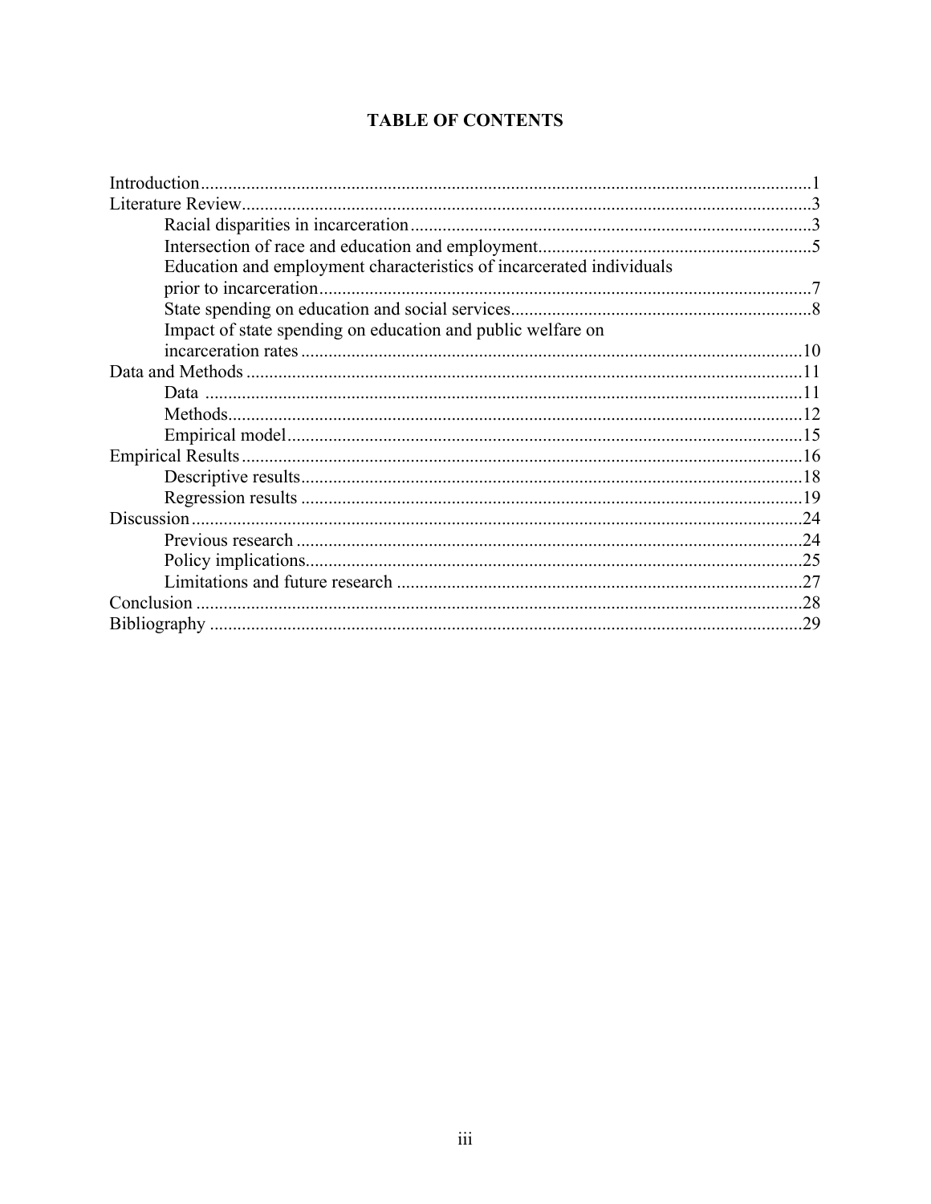# TABLE OF CONTENTS

- Introduction ........ 1
- Literature Review ........ 3
  - Racial disparities in incarceration ........ 3
  - Intersection of race and education and employment ........ 5
  - Education and employment characteristics of incarcerated individuals prior to incarceration ........ 7
  - State spending on education and social services ........ 8
  - Impact of state spending on education and public welfare on incarceration rates ........ 10
- Data and Methods ........ 11
  - Data ........ 11
  - Methods ........ 12
  - Empirical model ........ 15
- Empirical Results ........ 16
  - Descriptive results ........ 18
  - Regression results ........ 19
- Discussion ........ 24
  - Previous research ........ 24
  - Policy implications ........ 25
  - Limitations and future research ........ 27
- Conclusion ........ 28
- Bibliography ........ 29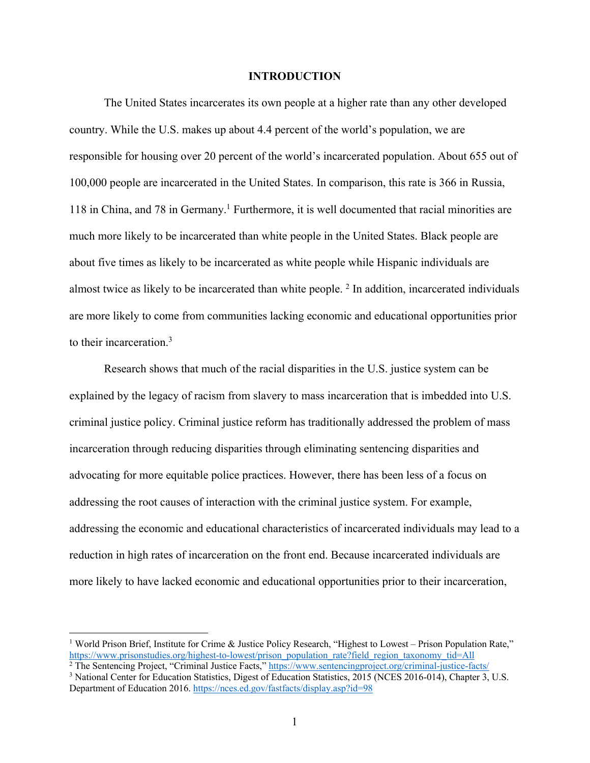# INTRODUCTION

The United States incarcerates its own people at a higher rate than any other developed country. While the U.S. makes up about 4.4 percent of the world's population, we are responsible for housing over 20 percent of the world's incarcerated population. About 655 out of 100,000 people are incarcerated in the United States. In comparison, this rate is 366 in Russia, 118 in China, and 78 in Germany.[1] Furthermore, it is well documented that racial minorities are much more likely to be incarcerated than white people in the United States. Black people are about five times as likely to be incarcerated as white people while Hispanic individuals are almost twice as likely to be incarcerated than white people. [2] In addition, incarcerated individuals are more likely to come from communities lacking economic and educational opportunities prior to their incarceration.[3]

Research shows that much of the racial disparities in the U.S. justice system can be explained by the legacy of racism from slavery to mass incarceration that is imbedded into U.S. criminal justice policy. Criminal justice reform has traditionally addressed the problem of mass incarceration through reducing disparities through eliminating sentencing disparities and advocating for more equitable police practices. However, there has been less of a focus on addressing the root causes of interaction with the criminal justice system. For example, addressing the economic and educational characteristics of incarcerated individuals may lead to a reduction in high rates of incarceration on the front end. Because incarcerated individuals are more likely to have lacked economic and educational opportunities prior to their incarceration,

---

[1] World Prison Brief, Institute for Crime & Justice Policy Research, "Highest to Lowest – Prison Population Rate," https://www.prisonstudies.org/highest-to-lowest/prison_population_rate?field_region_taxonomy_tid=All

[2] The Sentencing Project, "Criminal Justice Facts," https://www.sentencingproject.org/criminal-justice-facts/

[3] National Center for Education Statistics, Digest of Education Statistics, 2015 (NCES 2016-014), Chapter 3, U.S. Department of Education 2016. https://nces.ed.gov/fastfacts/display.asp?id=98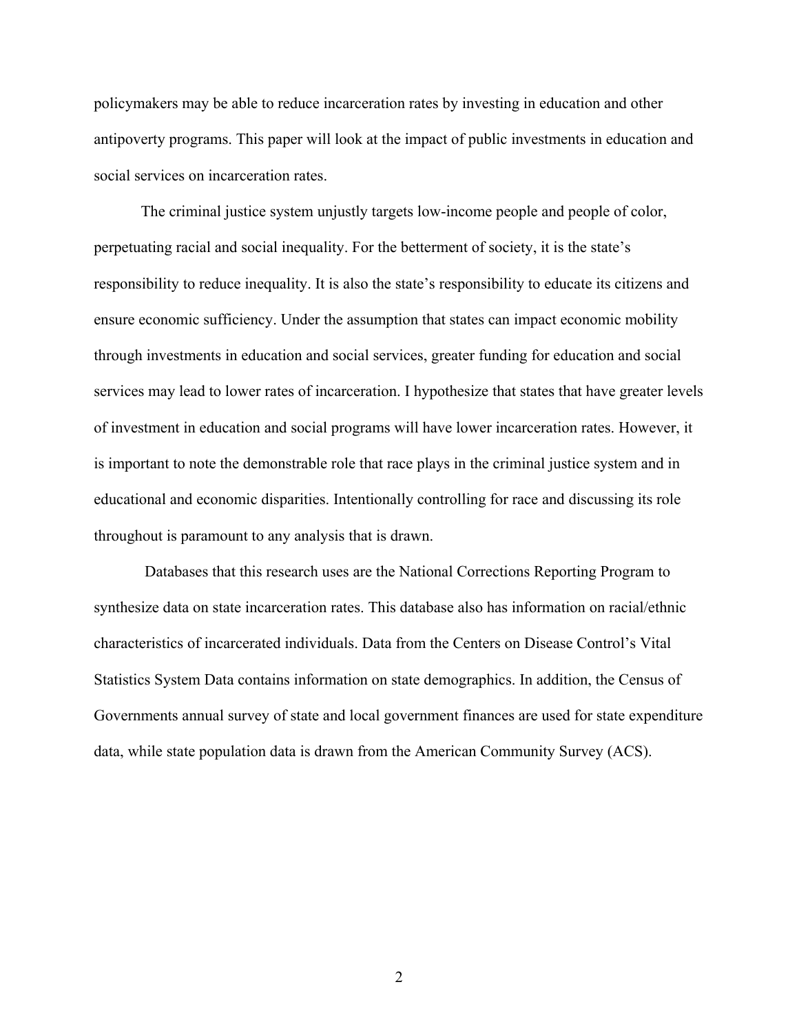policymakers may be able to reduce incarceration rates by investing in education and other antipoverty programs. This paper will look at the impact of public investments in education and social services on incarceration rates.

The criminal justice system unjustly targets low-income people and people of color, perpetuating racial and social inequality. For the betterment of society, it is the state's responsibility to reduce inequality. It is also the state's responsibility to educate its citizens and ensure economic sufficiency. Under the assumption that states can impact economic mobility through investments in education and social services, greater funding for education and social services may lead to lower rates of incarceration. I hypothesize that states that have greater levels of investment in education and social programs will have lower incarceration rates. However, it is important to note the demonstrable role that race plays in the criminal justice system and in educational and economic disparities. Intentionally controlling for race and discussing its role throughout is paramount to any analysis that is drawn.

Databases that this research uses are the National Corrections Reporting Program to synthesize data on state incarceration rates. This database also has information on racial/ethnic characteristics of incarcerated individuals. Data from the Centers on Disease Control's Vital Statistics System Data contains information on state demographics. In addition, the Census of Governments annual survey of state and local government finances are used for state expenditure data, while state population data is drawn from the American Community Survey (ACS).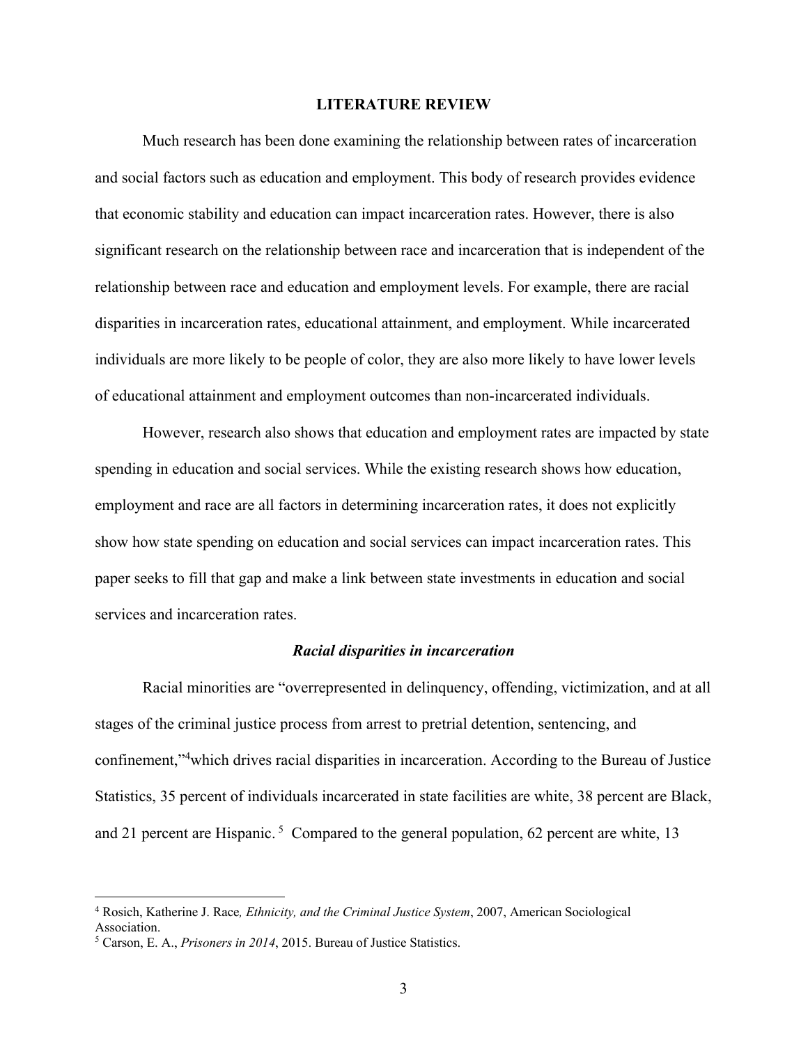## LITERATURE REVIEW

Much research has been done examining the relationship between rates of incarceration and social factors such as education and employment. This body of research provides evidence that economic stability and education can impact incarceration rates. However, there is also significant research on the relationship between race and incarceration that is independent of the relationship between race and education and employment levels. For example, there are racial disparities in incarceration rates, educational attainment, and employment. While incarcerated individuals are more likely to be people of color, they are also more likely to have lower levels of educational attainment and employment outcomes than non-incarcerated individuals.

However, research also shows that education and employment rates are impacted by state spending in education and social services. While the existing research shows how education, employment and race are all factors in determining incarceration rates, it does not explicitly show how state spending on education and social services can impact incarceration rates. This paper seeks to fill that gap and make a link between state investments in education and social services and incarceration rates.

### *Racial disparities in incarceration*

Racial minorities are "overrepresented in delinquency, offending, victimization, and at all stages of the criminal justice process from arrest to pretrial detention, sentencing, and confinement,"[4]which drives racial disparities in incarceration. According to the Bureau of Justice Statistics, 35 percent of individuals incarcerated in state facilities are white, 38 percent are Black, and 21 percent are Hispanic. [5] Compared to the general population, 62 percent are white, 13

---

[4] Rosich, Katherine J. Race*, Ethnicity, and the Criminal Justice System*, 2007, American Sociological Association.

[5] Carson, E. A., *Prisoners in 2014*, 2015. Bureau of Justice Statistics.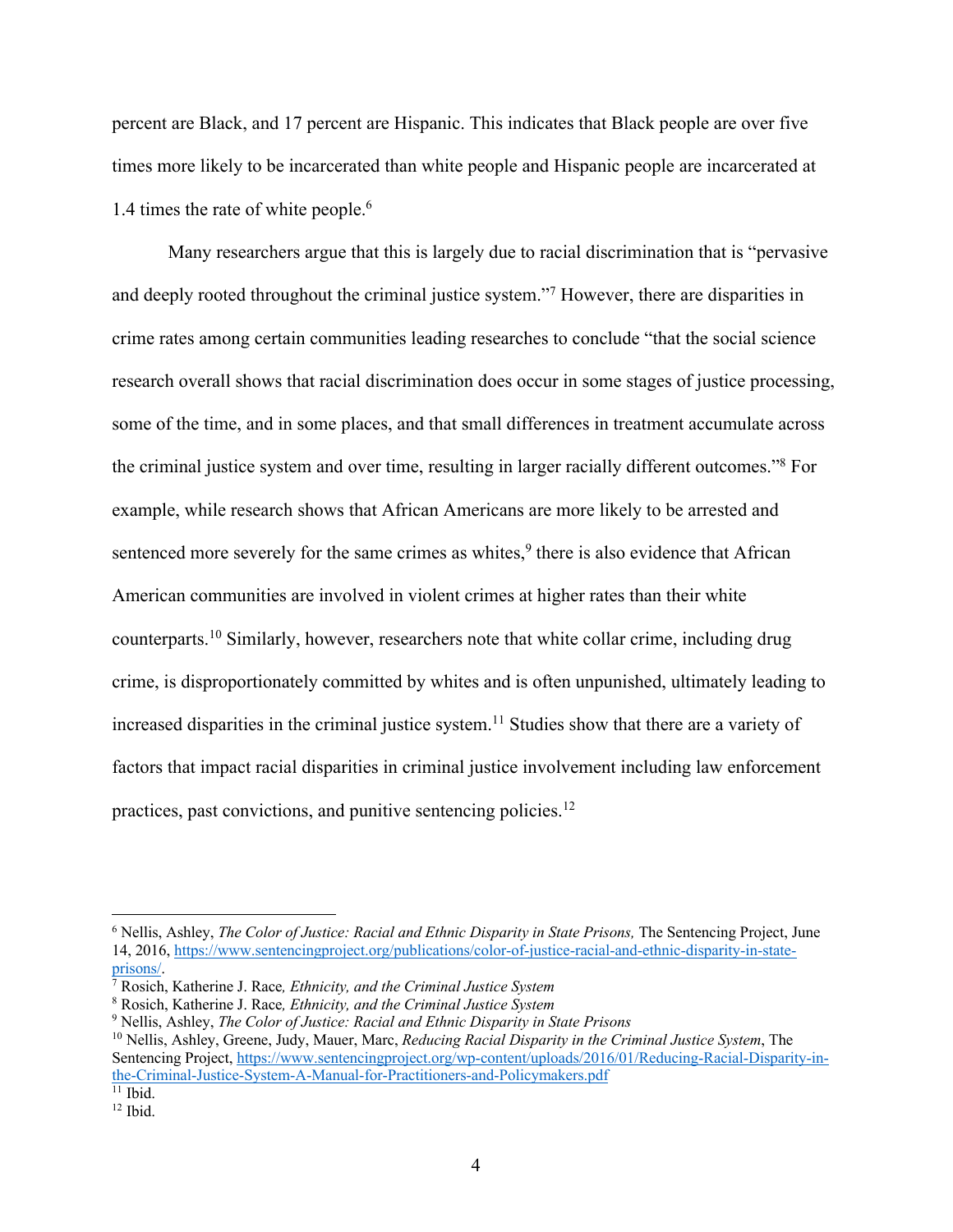percent are Black, and 17 percent are Hispanic. This indicates that Black people are over five times more likely to be incarcerated than white people and Hispanic people are incarcerated at 1.4 times the rate of white people.[6]

Many researchers argue that this is largely due to racial discrimination that is "pervasive and deeply rooted throughout the criminal justice system."[7] However, there are disparities in crime rates among certain communities leading researches to conclude "that the social science research overall shows that racial discrimination does occur in some stages of justice processing, some of the time, and in some places, and that small differences in treatment accumulate across the criminal justice system and over time, resulting in larger racially different outcomes."[8] For example, while research shows that African Americans are more likely to be arrested and sentenced more severely for the same crimes as whites,[9] there is also evidence that African American communities are involved in violent crimes at higher rates than their white counterparts.[10] Similarly, however, researchers note that white collar crime, including drug crime, is disproportionately committed by whites and is often unpunished, ultimately leading to increased disparities in the criminal justice system.[11] Studies show that there are a variety of factors that impact racial disparities in criminal justice involvement including law enforcement practices, past convictions, and punitive sentencing policies.[12]

---

[6] Nellis, Ashley, *The Color of Justice: Racial and Ethnic Disparity in State Prisons,* The Sentencing Project, June 14, 2016, https://www.sentencingproject.org/publications/color-of-justice-racial-and-ethnic-disparity-in-state-prisons/.

[7] Rosich, Katherine J. Race*, Ethnicity, and the Criminal Justice System*

[8] Rosich, Katherine J. Race*, Ethnicity, and the Criminal Justice System*

[9] Nellis, Ashley, *The Color of Justice: Racial and Ethnic Disparity in State Prisons*

[10] Nellis, Ashley, Greene, Judy, Mauer, Marc, *Reducing Racial Disparity in the Criminal Justice System*, The Sentencing Project, https://www.sentencingproject.org/wp-content/uploads/2016/01/Reducing-Racial-Disparity-in-the-Criminal-Justice-System-A-Manual-for-Practitioners-and-Policymakers.pdf

[11] Ibid.

[12] Ibid.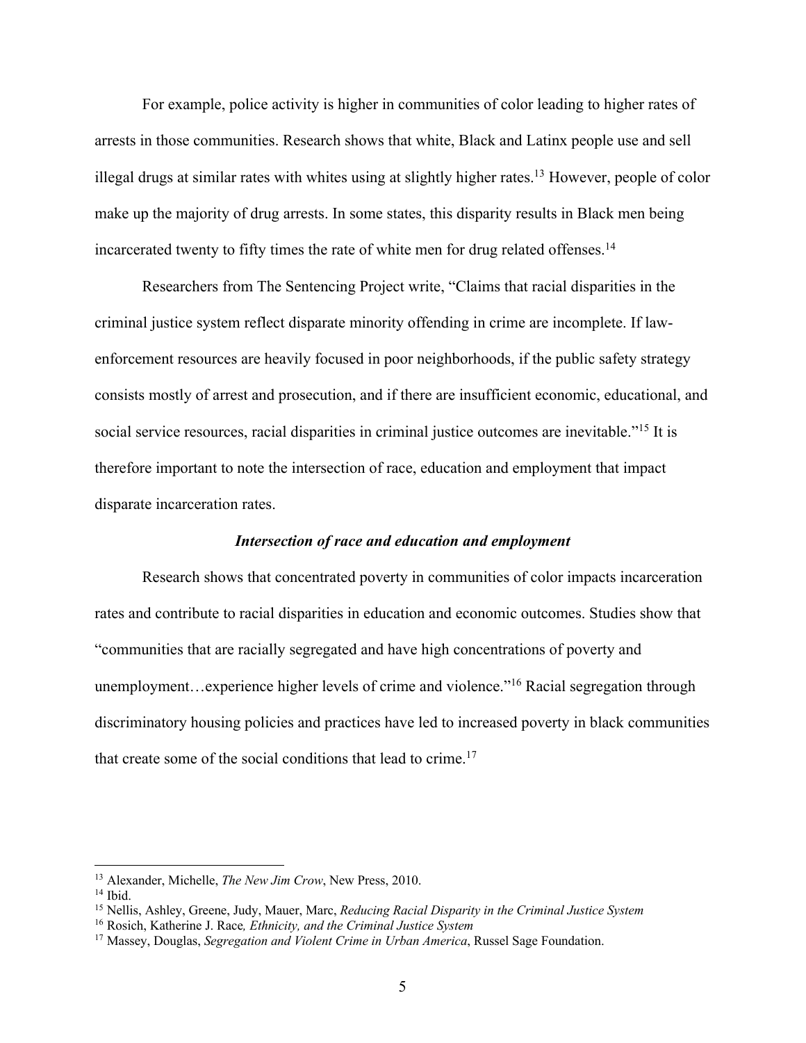For example, police activity is higher in communities of color leading to higher rates of arrests in those communities. Research shows that white, Black and Latinx people use and sell illegal drugs at similar rates with whites using at slightly higher rates.[13] However, people of color make up the majority of drug arrests. In some states, this disparity results in Black men being incarcerated twenty to fifty times the rate of white men for drug related offenses.[14]

Researchers from The Sentencing Project write, "Claims that racial disparities in the criminal justice system reflect disparate minority offending in crime are incomplete. If law-enforcement resources are heavily focused in poor neighborhoods, if the public safety strategy consists mostly of arrest and prosecution, and if there are insufficient economic, educational, and social service resources, racial disparities in criminal justice outcomes are inevitable."[15] It is therefore important to note the intersection of race, education and employment that impact disparate incarceration rates.

### *Intersection of race and education and employment*

Research shows that concentrated poverty in communities of color impacts incarceration rates and contribute to racial disparities in education and economic outcomes. Studies show that "communities that are racially segregated and have high concentrations of poverty and unemployment…experience higher levels of crime and violence."[16] Racial segregation through discriminatory housing policies and practices have led to increased poverty in black communities that create some of the social conditions that lead to crime.[17]

---

[13] Alexander, Michelle, *The New Jim Crow*, New Press, 2010.

[14] Ibid.

[15] Nellis, Ashley, Greene, Judy, Mauer, Marc, *Reducing Racial Disparity in the Criminal Justice System*

[16] Rosich, Katherine J. Race*, Ethnicity, and the Criminal Justice System*

[17] Massey, Douglas, *Segregation and Violent Crime in Urban America*, Russel Sage Foundation.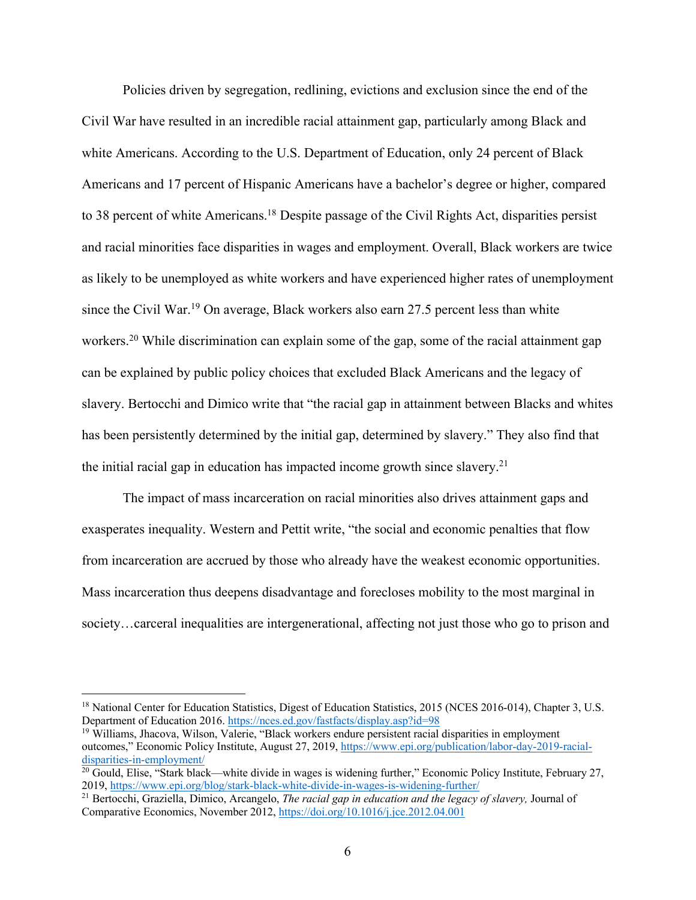Policies driven by segregation, redlining, evictions and exclusion since the end of the Civil War have resulted in an incredible racial attainment gap, particularly among Black and white Americans. According to the U.S. Department of Education, only 24 percent of Black Americans and 17 percent of Hispanic Americans have a bachelor's degree or higher, compared to 38 percent of white Americans.[18] Despite passage of the Civil Rights Act, disparities persist and racial minorities face disparities in wages and employment. Overall, Black workers are twice as likely to be unemployed as white workers and have experienced higher rates of unemployment since the Civil War.[19] On average, Black workers also earn 27.5 percent less than white workers.[20] While discrimination can explain some of the gap, some of the racial attainment gap can be explained by public policy choices that excluded Black Americans and the legacy of slavery. Bertocchi and Dimico write that "the racial gap in attainment between Blacks and whites has been persistently determined by the initial gap, determined by slavery." They also find that the initial racial gap in education has impacted income growth since slavery.[21]

The impact of mass incarceration on racial minorities also drives attainment gaps and exasperates inequality. Western and Pettit write, "the social and economic penalties that flow from incarceration are accrued by those who already have the weakest economic opportunities. Mass incarceration thus deepens disadvantage and forecloses mobility to the most marginal in society…carceral inequalities are intergenerational, affecting not just those who go to prison and

---

[18] National Center for Education Statistics, Digest of Education Statistics, 2015 (NCES 2016-014), Chapter 3, U.S. Department of Education 2016. https://nces.ed.gov/fastfacts/display.asp?id=98

[19] Williams, Jhacova, Wilson, Valerie, "Black workers endure persistent racial disparities in employment outcomes," Economic Policy Institute, August 27, 2019, https://www.epi.org/publication/labor-day-2019-racial-disparities-in-employment/

[20] Gould, Elise, "Stark black—white divide in wages is widening further," Economic Policy Institute, February 27, 2019, https://www.epi.org/blog/stark-black-white-divide-in-wages-is-widening-further/

[21] Bertocchi, Graziella, Dimico, Arcangelo, *The racial gap in education and the legacy of slavery,* Journal of Comparative Economics, November 2012, https://doi.org/10.1016/j.jce.2012.04.001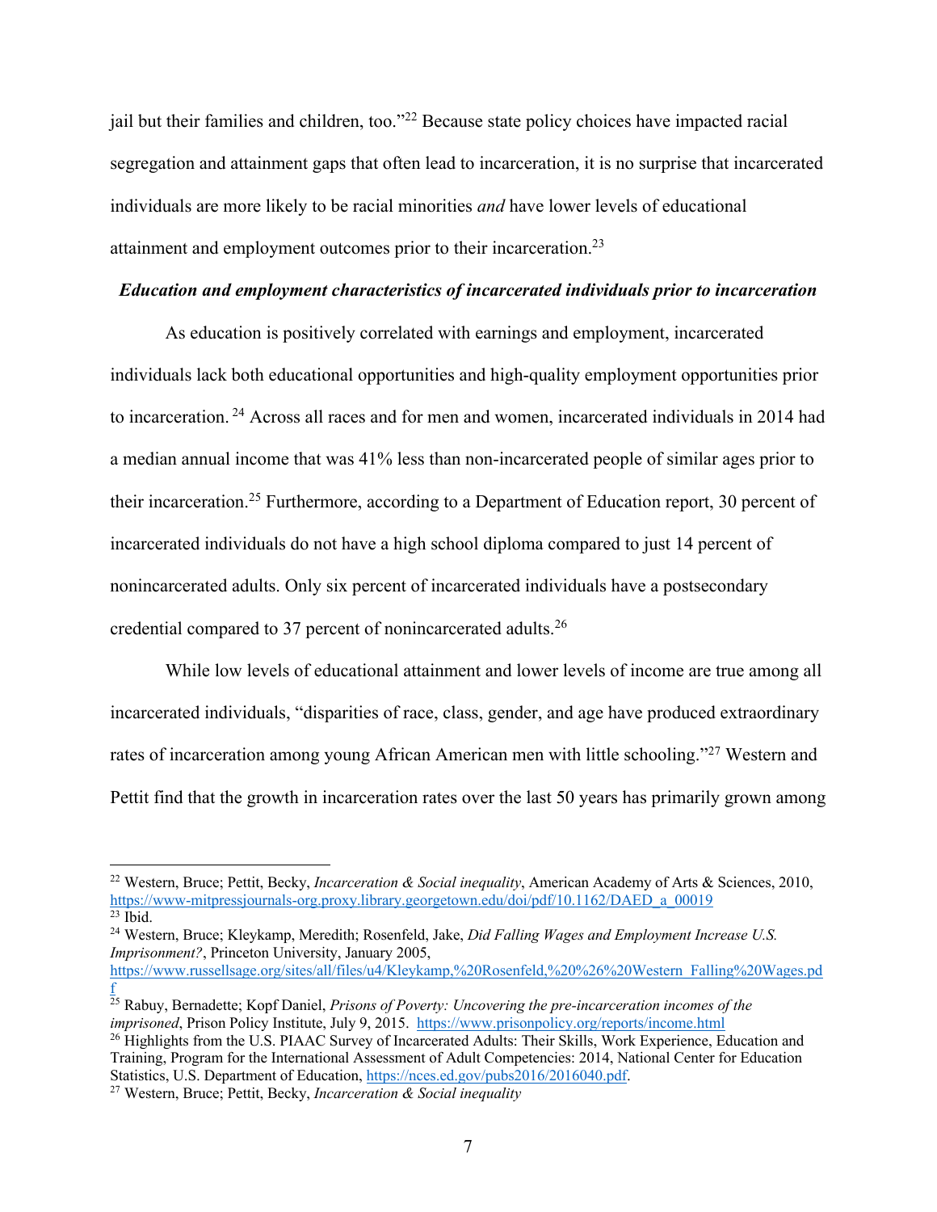jail but their families and children, too."[22] Because state policy choices have impacted racial segregation and attainment gaps that often lead to incarceration, it is no surprise that incarcerated individuals are more likely to be racial minorities *and* have lower levels of educational attainment and employment outcomes prior to their incarceration.[23]

***Education and employment characteristics of incarcerated individuals prior to incarceration***

As education is positively correlated with earnings and employment, incarcerated individuals lack both educational opportunities and high-quality employment opportunities prior to incarceration.[24] Across all races and for men and women, incarcerated individuals in 2014 had a median annual income that was 41% less than non-incarcerated people of similar ages prior to their incarceration.[25] Furthermore, according to a Department of Education report, 30 percent of incarcerated individuals do not have a high school diploma compared to just 14 percent of nonincarcerated adults. Only six percent of incarcerated individuals have a postsecondary credential compared to 37 percent of nonincarcerated adults.[26]

While low levels of educational attainment and lower levels of income are true among all incarcerated individuals, "disparities of race, class, gender, and age have produced extraordinary rates of incarceration among young African American men with little schooling."[27] Western and Pettit find that the growth in incarceration rates over the last 50 years has primarily grown among

---

[22] Western, Bruce; Pettit, Becky, *Incarceration & Social inequality*, American Academy of Arts & Sciences, 2010, https://www-mitpressjournals-org.proxy.library.georgetown.edu/doi/pdf/10.1162/DAED_a_00019

[23] Ibid.

[24] Western, Bruce; Kleykamp, Meredith; Rosenfeld, Jake, *Did Falling Wages and Employment Increase U.S. Imprisonment?*, Princeton University, January 2005, https://www.russellsage.org/sites/all/files/u4/Kleykamp,%20Rosenfeld,%20%26%20Western_Falling%20Wages.pdf

[25] Rabuy, Bernadette; Kopf Daniel, *Prisons of Poverty: Uncovering the pre-incarceration incomes of the imprisoned*, Prison Policy Institute, July 9, 2015. https://www.prisonpolicy.org/reports/income.html

[26] Highlights from the U.S. PIAAC Survey of Incarcerated Adults: Their Skills, Work Experience, Education and Training, Program for the International Assessment of Adult Competencies: 2014, National Center for Education Statistics, U.S. Department of Education, https://nces.ed.gov/pubs2016/2016040.pdf.

[27] Western, Bruce; Pettit, Becky, *Incarceration & Social inequality*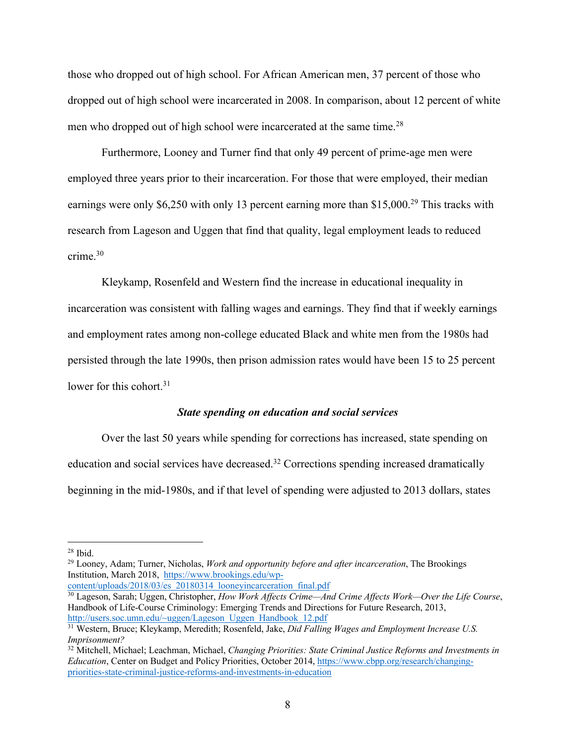those who dropped out of high school. For African American men, 37 percent of those who dropped out of high school were incarcerated in 2008. In comparison, about 12 percent of white men who dropped out of high school were incarcerated at the same time.[28]

Furthermore, Looney and Turner find that only 49 percent of prime-age men were employed three years prior to their incarceration. For those that were employed, their median earnings were only $6,250 with only 13 percent earning more than $15,000.[29] This tracks with research from Lageson and Uggen that find that quality, legal employment leads to reduced crime.[30]

Kleykamp, Rosenfeld and Western find the increase in educational inequality in incarceration was consistent with falling wages and earnings. They find that if weekly earnings and employment rates among non-college educated Black and white men from the 1980s had persisted through the late 1990s, then prison admission rates would have been 15 to 25 percent lower for this cohort.[31]

### *State spending on education and social services*

Over the last 50 years while spending for corrections has increased, state spending on education and social services have decreased.[32] Corrections spending increased dramatically beginning in the mid-1980s, and if that level of spending were adjusted to 2013 dollars, states

---

[28] Ibid.

[29] Looney, Adam; Turner, Nicholas, *Work and opportunity before and after incarceration*, The Brookings Institution, March 2018, https://www.brookings.edu/wp-content/uploads/2018/03/es_20180314_looneyincarceration_final.pdf

[30] Lageson, Sarah; Uggen, Christopher, *How Work Affects Crime—And Crime Affects Work—Over the Life Course*, Handbook of Life-Course Criminology: Emerging Trends and Directions for Future Research, 2013, http://users.soc.umn.edu/~uggen/Lageson_Uggen_Handbook_12.pdf

[31] Western, Bruce; Kleykamp, Meredith; Rosenfeld, Jake, *Did Falling Wages and Employment Increase U.S. Imprisonment?*

[32] Mitchell, Michael; Leachman, Michael, *Changing Priorities: State Criminal Justice Reforms and Investments in Education*, Center on Budget and Policy Priorities, October 2014, https://www.cbpp.org/research/changing-priorities-state-criminal-justice-reforms-and-investments-in-education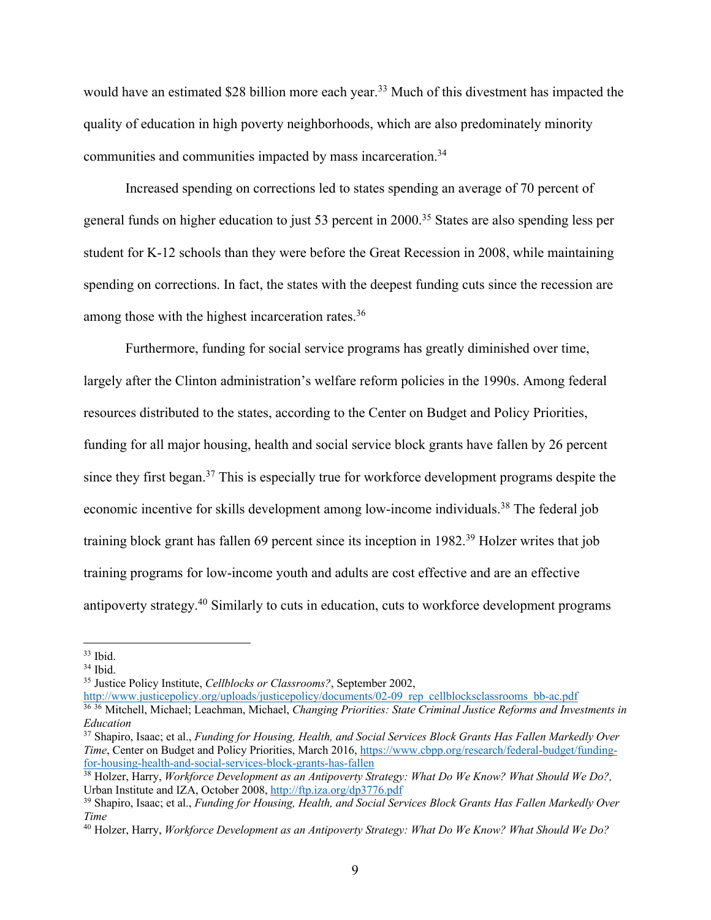would have an estimated $28 billion more each year.[33] Much of this divestment has impacted the quality of education in high poverty neighborhoods, which are also predominately minority communities and communities impacted by mass incarceration.[34]

Increased spending on corrections led to states spending an average of 70 percent of general funds on higher education to just 53 percent in 2000.[35] States are also spending less per student for K-12 schools than they were before the Great Recession in 2008, while maintaining spending on corrections. In fact, the states with the deepest funding cuts since the recession are among those with the highest incarceration rates.[36]

Furthermore, funding for social service programs has greatly diminished over time, largely after the Clinton administration's welfare reform policies in the 1990s. Among federal resources distributed to the states, according to the Center on Budget and Policy Priorities, funding for all major housing, health and social service block grants have fallen by 26 percent since they first began.[37] This is especially true for workforce development programs despite the economic incentive for skills development among low-income individuals.[38] The federal job training block grant has fallen 69 percent since its inception in 1982.[39] Holzer writes that job training programs for low-income youth and adults are cost effective and are an effective antipoverty strategy.[40] Similarly to cuts in education, cuts to workforce development programs

---

[33] Ibid.

[34] Ibid.

[35] Justice Policy Institute, *Cellblocks or Classrooms?*, September 2002, http://www.justicepolicy.org/uploads/justicepolicy/documents/02-09_rep_cellblocksclassrooms_bb-ac.pdf

[36] [36] Mitchell, Michael; Leachman, Michael, *Changing Priorities: State Criminal Justice Reforms and Investments in Education*

[37] Shapiro, Isaac; et al., *Funding for Housing, Health, and Social Services Block Grants Has Fallen Markedly Over Time*, Center on Budget and Policy Priorities, March 2016, https://www.cbpp.org/research/federal-budget/funding-for-housing-health-and-social-services-block-grants-has-fallen

[38] Holzer, Harry, *Workforce Development as an Antipoverty Strategy: What Do We Know? What Should We Do?,* Urban Institute and IZA, October 2008, http://ftp.iza.org/dp3776.pdf

[39] Shapiro, Isaac; et al., *Funding for Housing, Health, and Social Services Block Grants Has Fallen Markedly Over Time*

[40] Holzer, Harry, *Workforce Development as an Antipoverty Strategy: What Do We Know? What Should We Do?*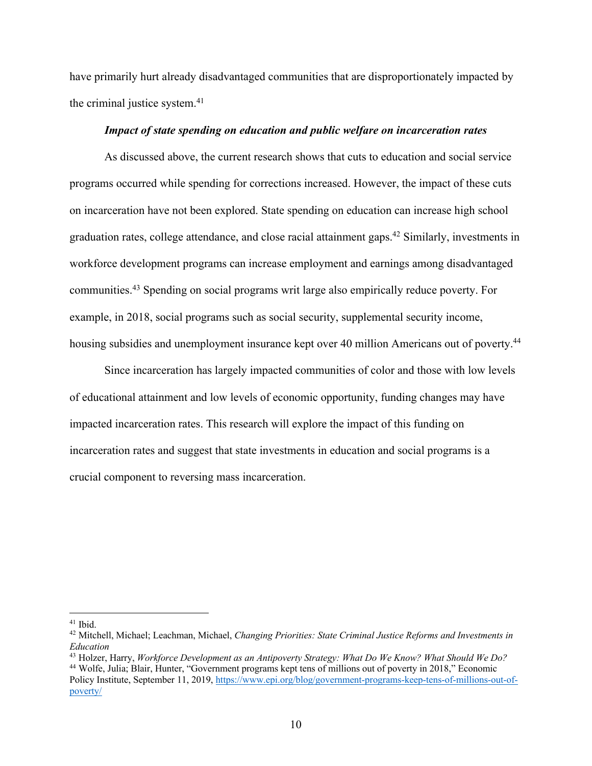have primarily hurt already disadvantaged communities that are disproportionately impacted by the criminal justice system.[41]

### *Impact of state spending on education and public welfare on incarceration rates*

As discussed above, the current research shows that cuts to education and social service programs occurred while spending for corrections increased. However, the impact of these cuts on incarceration have not been explored. State spending on education can increase high school graduation rates, college attendance, and close racial attainment gaps.[42] Similarly, investments in workforce development programs can increase employment and earnings among disadvantaged communities.[43] Spending on social programs writ large also empirically reduce poverty. For example, in 2018, social programs such as social security, supplemental security income, housing subsidies and unemployment insurance kept over 40 million Americans out of poverty.[44]

Since incarceration has largely impacted communities of color and those with low levels of educational attainment and low levels of economic opportunity, funding changes may have impacted incarceration rates. This research will explore the impact of this funding on incarceration rates and suggest that state investments in education and social programs is a crucial component to reversing mass incarceration.

---

[41] Ibid.

[42] Mitchell, Michael; Leachman, Michael, *Changing Priorities: State Criminal Justice Reforms and Investments in Education*

[43] Holzer, Harry, *Workforce Development as an Antipoverty Strategy: What Do We Know? What Should We Do?*

[44] Wolfe, Julia; Blair, Hunter, "Government programs kept tens of millions out of poverty in 2018," Economic Policy Institute, September 11, 2019, https://www.epi.org/blog/government-programs-keep-tens-of-millions-out-of-poverty/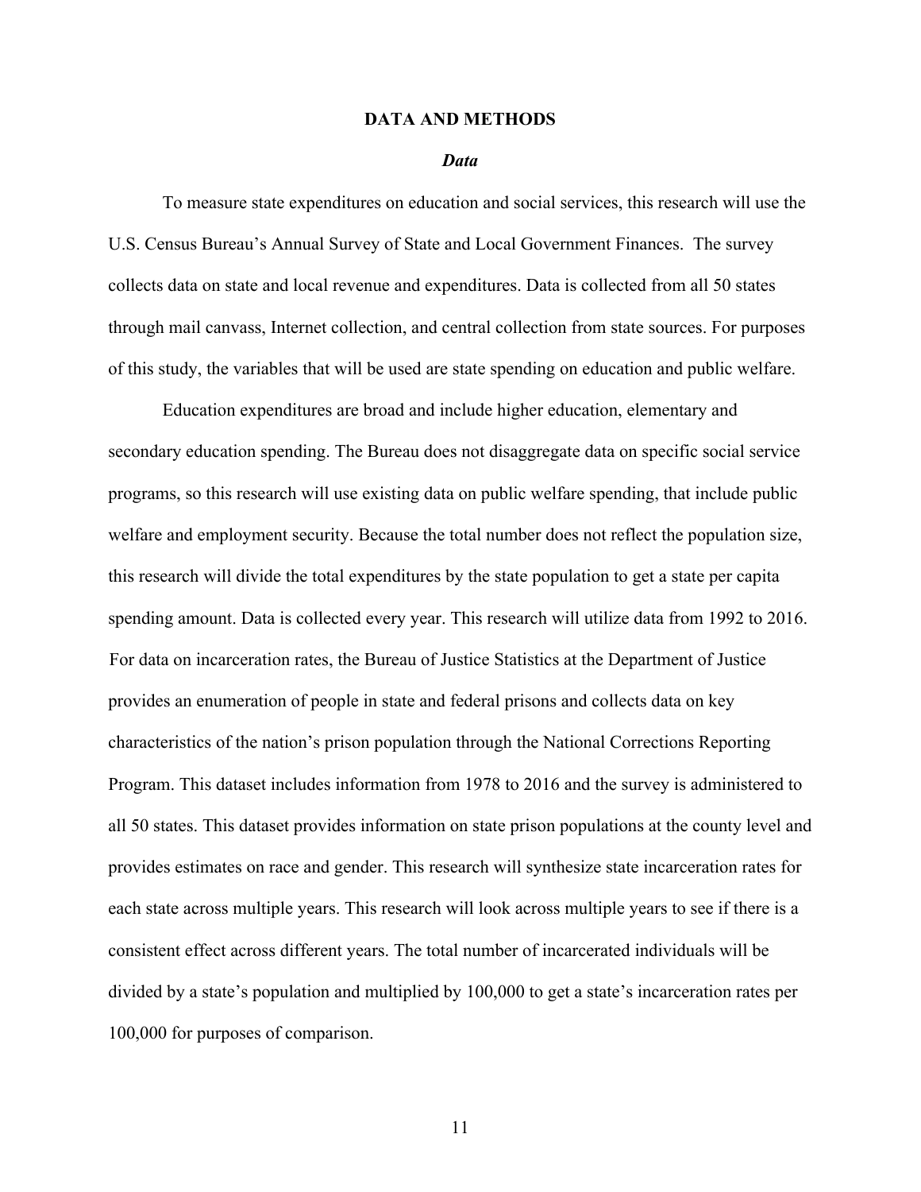## DATA AND METHODS

### *Data*

To measure state expenditures on education and social services, this research will use the U.S. Census Bureau's Annual Survey of State and Local Government Finances. The survey collects data on state and local revenue and expenditures. Data is collected from all 50 states through mail canvass, Internet collection, and central collection from state sources. For purposes of this study, the variables that will be used are state spending on education and public welfare.

Education expenditures are broad and include higher education, elementary and secondary education spending. The Bureau does not disaggregate data on specific social service programs, so this research will use existing data on public welfare spending, that include public welfare and employment security. Because the total number does not reflect the population size, this research will divide the total expenditures by the state population to get a state per capita spending amount. Data is collected every year. This research will utilize data from 1992 to 2016. For data on incarceration rates, the Bureau of Justice Statistics at the Department of Justice provides an enumeration of people in state and federal prisons and collects data on key characteristics of the nation's prison population through the National Corrections Reporting Program. This dataset includes information from 1978 to 2016 and the survey is administered to all 50 states. This dataset provides information on state prison populations at the county level and provides estimates on race and gender. This research will synthesize state incarceration rates for each state across multiple years. This research will look across multiple years to see if there is a consistent effect across different years. The total number of incarcerated individuals will be divided by a state's population and multiplied by 100,000 to get a state's incarceration rates per 100,000 for purposes of comparison.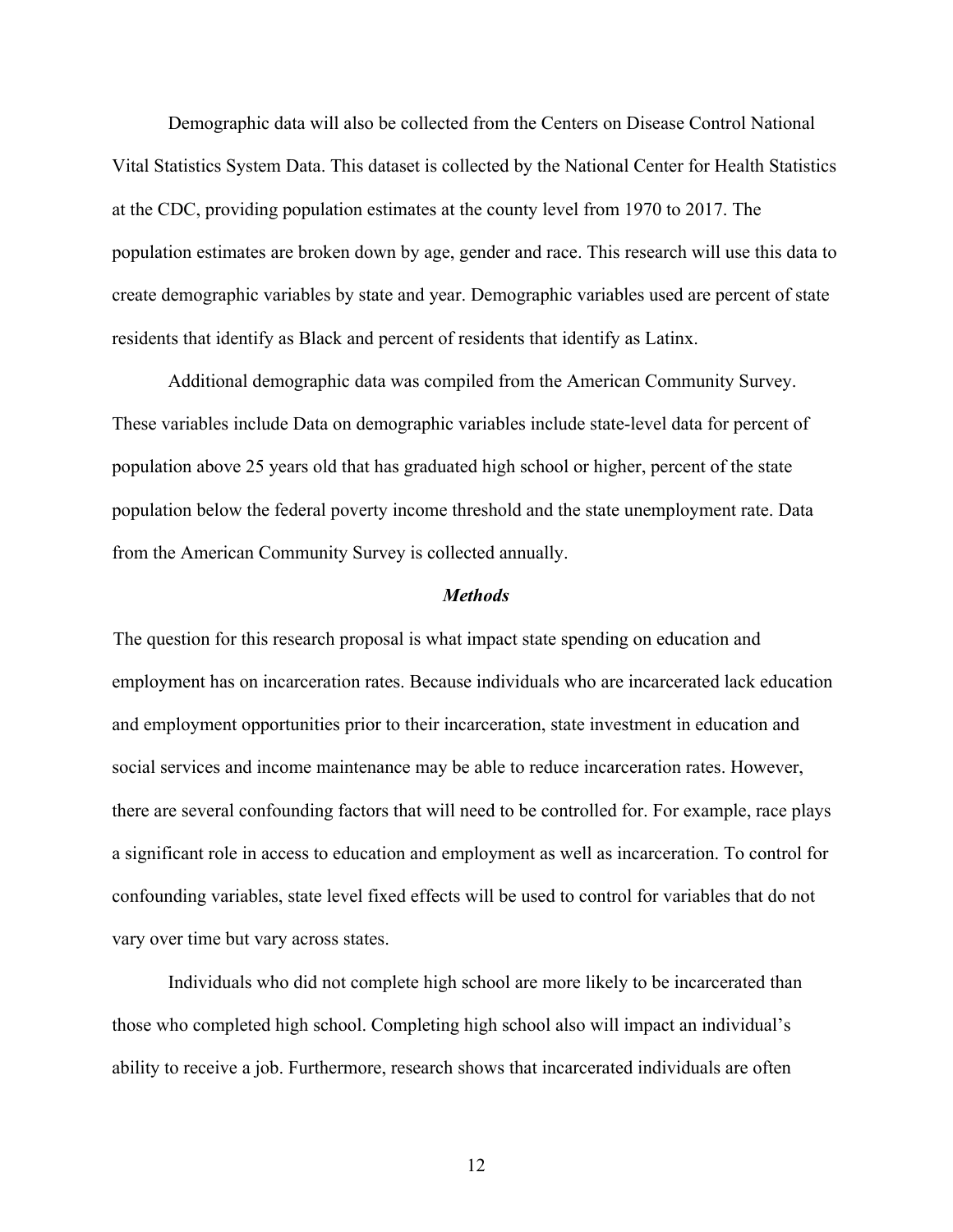Demographic data will also be collected from the Centers on Disease Control National Vital Statistics System Data. This dataset is collected by the National Center for Health Statistics at the CDC, providing population estimates at the county level from 1970 to 2017. The population estimates are broken down by age, gender and race. This research will use this data to create demographic variables by state and year. Demographic variables used are percent of state residents that identify as Black and percent of residents that identify as Latinx.

Additional demographic data was compiled from the American Community Survey. These variables include Data on demographic variables include state-level data for percent of population above 25 years old that has graduated high school or higher, percent of the state population below the federal poverty income threshold and the state unemployment rate. Data from the American Community Survey is collected annually.

### *Methods*

The question for this research proposal is what impact state spending on education and employment has on incarceration rates. Because individuals who are incarcerated lack education and employment opportunities prior to their incarceration, state investment in education and social services and income maintenance may be able to reduce incarceration rates. However, there are several confounding factors that will need to be controlled for. For example, race plays a significant role in access to education and employment as well as incarceration. To control for confounding variables, state level fixed effects will be used to control for variables that do not vary over time but vary across states.

Individuals who did not complete high school are more likely to be incarcerated than those who completed high school. Completing high school also will impact an individual's ability to receive a job. Furthermore, research shows that incarcerated individuals are often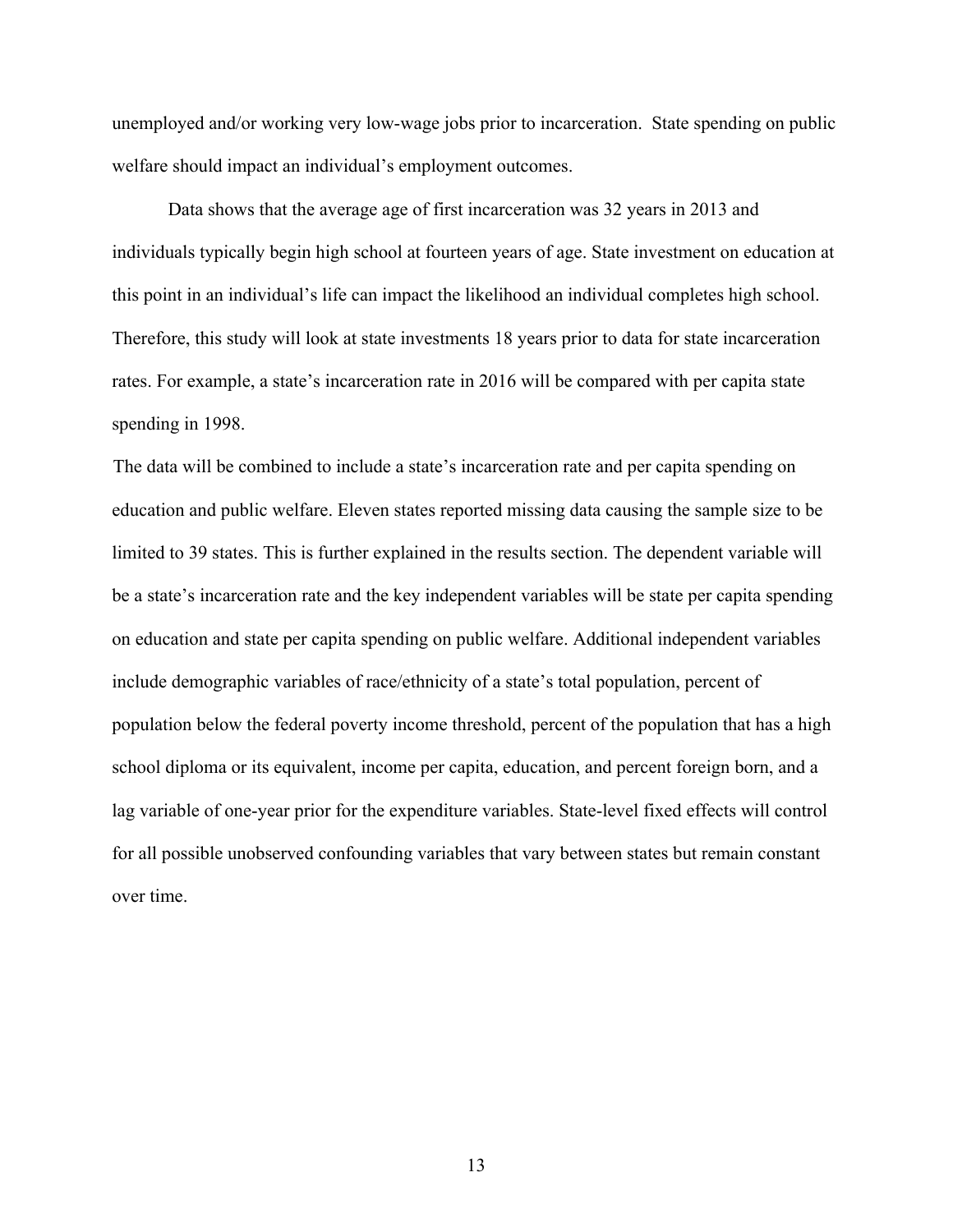unemployed and/or working very low-wage jobs prior to incarceration. State spending on public welfare should impact an individual's employment outcomes.

Data shows that the average age of first incarceration was 32 years in 2013 and individuals typically begin high school at fourteen years of age. State investment on education at this point in an individual's life can impact the likelihood an individual completes high school. Therefore, this study will look at state investments 18 years prior to data for state incarceration rates. For example, a state's incarceration rate in 2016 will be compared with per capita state spending in 1998.

The data will be combined to include a state's incarceration rate and per capita spending on education and public welfare. Eleven states reported missing data causing the sample size to be limited to 39 states. This is further explained in the results section. The dependent variable will be a state's incarceration rate and the key independent variables will be state per capita spending on education and state per capita spending on public welfare. Additional independent variables include demographic variables of race/ethnicity of a state's total population, percent of population below the federal poverty income threshold, percent of the population that has a high school diploma or its equivalent, income per capita, education, and percent foreign born, and a lag variable of one-year prior for the expenditure variables. State-level fixed effects will control for all possible unobserved confounding variables that vary between states but remain constant over time.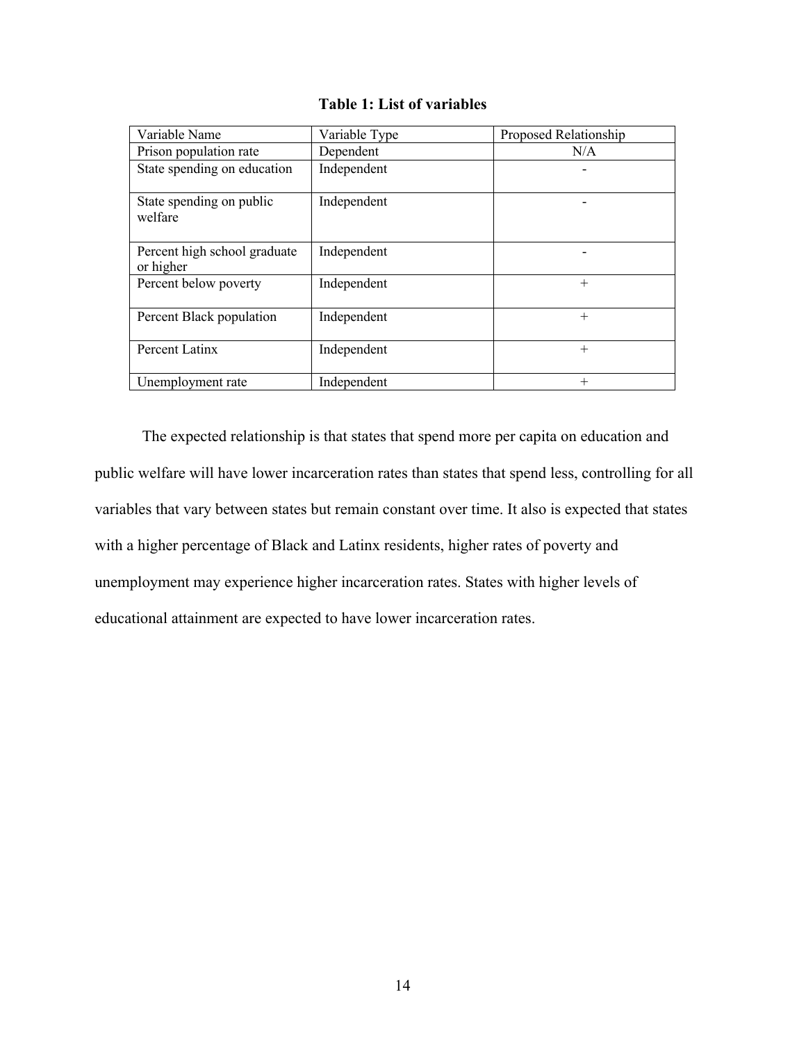**Table 1: List of variables**

| Variable Name | Variable Type | Proposed Relationship |
|---|---|---|
| Prison population rate | Dependent | N/A |
| State spending on education | Independent | - |
| State spending on public welfare | Independent | - |
| Percent high school graduate or higher | Independent | - |
| Percent below poverty | Independent | + |
| Percent Black population | Independent | + |
| Percent Latinx | Independent | + |
| Unemployment rate | Independent | + |

The expected relationship is that states that spend more per capita on education and public welfare will have lower incarceration rates than states that spend less, controlling for all variables that vary between states but remain constant over time. It also is expected that states with a higher percentage of Black and Latinx residents, higher rates of poverty and unemployment may experience higher incarceration rates. States with higher levels of educational attainment are expected to have lower incarceration rates.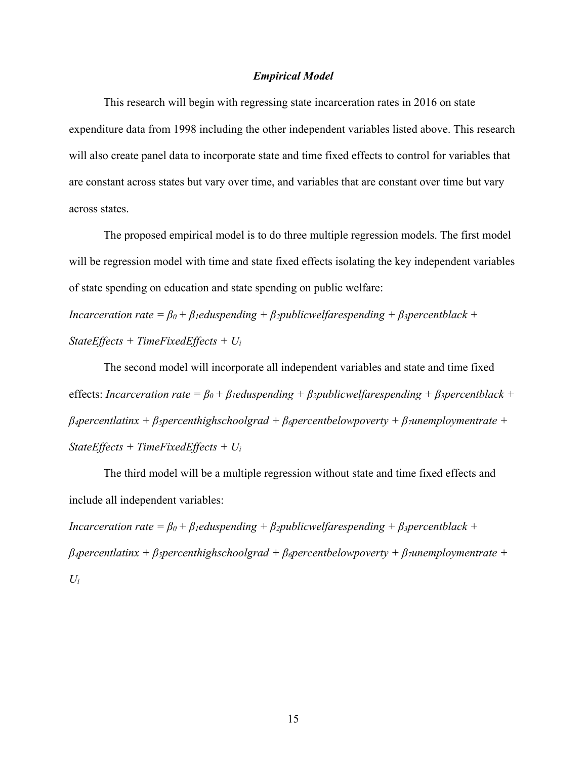### ***Empirical Model***

This research will begin with regressing state incarceration rates in 2016 on state expenditure data from 1998 including the other independent variables listed above. This research will also create panel data to incorporate state and time fixed effects to control for variables that are constant across states but vary over time, and variables that are constant over time but vary across states.

The proposed empirical model is to do three multiple regression models. The first model will be regression model with time and state fixed effects isolating the key independent variables of state spending on education and state spending on public welfare:

$$Incarceration\ rate = \beta_0 + \beta_1 eduspending + \beta_2 publicwelfarespending + \beta_3 percentblack + StateEffects + TimeFixedEffects + U_i$$

The second model will incorporate all independent variables and state and time fixed effects:

$$Incarceration\ rate = \beta_0 + \beta_1 eduspending + \beta_2 publicwelfarespending + \beta_3 percentblack + \beta_4 percentlatinx + \beta_5 percenthighschoolgrad + \beta_6 percentbelowpoverty + \beta_7 unemploymentrate + StateEffects + TimeFixedEffects + U_i$$

The third model will be a multiple regression without state and time fixed effects and include all independent variables:

$$Incarceration\ rate = \beta_0 + \beta_1 eduspending + \beta_2 publicwelfarespending + \beta_3 percentblack + \beta_4 percentlatinx + \beta_5 percenthighschoolgrad + \beta_6 percentbelowpoverty + \beta_7 unemploymentrate + U_i$$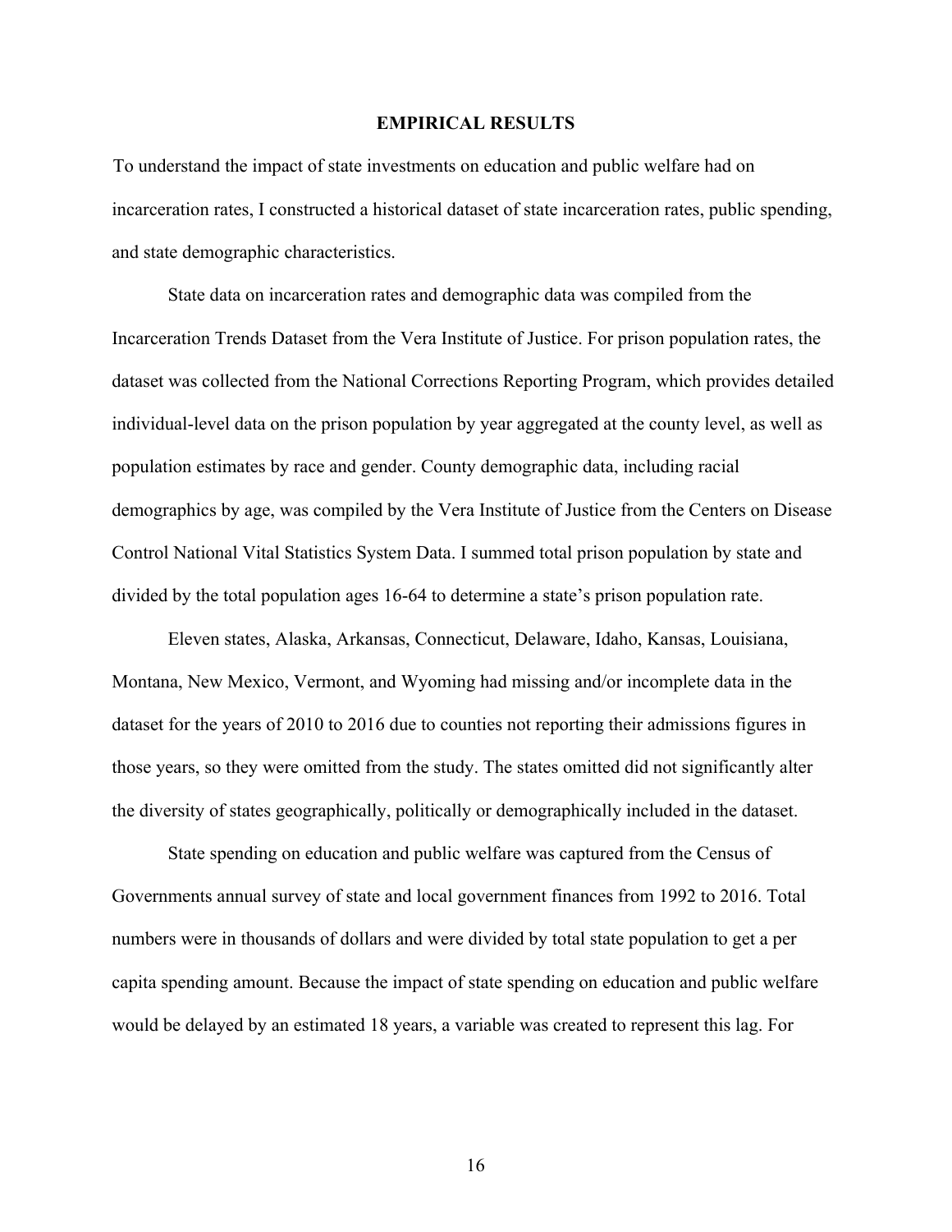# EMPIRICAL RESULTS

To understand the impact of state investments on education and public welfare had on incarceration rates, I constructed a historical dataset of state incarceration rates, public spending, and state demographic characteristics.

State data on incarceration rates and demographic data was compiled from the Incarceration Trends Dataset from the Vera Institute of Justice. For prison population rates, the dataset was collected from the National Corrections Reporting Program, which provides detailed individual-level data on the prison population by year aggregated at the county level, as well as population estimates by race and gender. County demographic data, including racial demographics by age, was compiled by the Vera Institute of Justice from the Centers on Disease Control National Vital Statistics System Data. I summed total prison population by state and divided by the total population ages 16-64 to determine a state's prison population rate.

Eleven states, Alaska, Arkansas, Connecticut, Delaware, Idaho, Kansas, Louisiana, Montana, New Mexico, Vermont, and Wyoming had missing and/or incomplete data in the dataset for the years of 2010 to 2016 due to counties not reporting their admissions figures in those years, so they were omitted from the study. The states omitted did not significantly alter the diversity of states geographically, politically or demographically included in the dataset.

State spending on education and public welfare was captured from the Census of Governments annual survey of state and local government finances from 1992 to 2016. Total numbers were in thousands of dollars and were divided by total state population to get a per capita spending amount. Because the impact of state spending on education and public welfare would be delayed by an estimated 18 years, a variable was created to represent this lag. For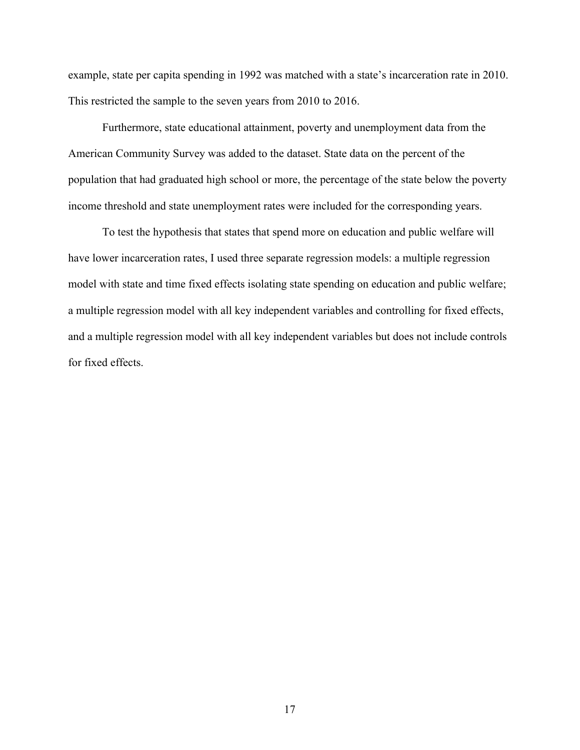example, state per capita spending in 1992 was matched with a state's incarceration rate in 2010. This restricted the sample to the seven years from 2010 to 2016.

Furthermore, state educational attainment, poverty and unemployment data from the American Community Survey was added to the dataset. State data on the percent of the population that had graduated high school or more, the percentage of the state below the poverty income threshold and state unemployment rates were included for the corresponding years.

To test the hypothesis that states that spend more on education and public welfare will have lower incarceration rates, I used three separate regression models: a multiple regression model with state and time fixed effects isolating state spending on education and public welfare; a multiple regression model with all key independent variables and controlling for fixed effects, and a multiple regression model with all key independent variables but does not include controls for fixed effects.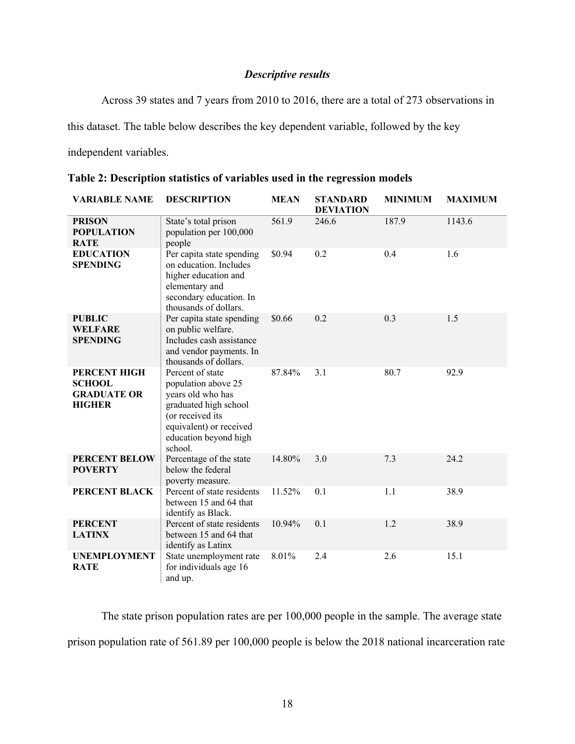### *Descriptive results*

Across 39 states and 7 years from 2010 to 2016, there are a total of 273 observations in this dataset. The table below describes the key dependent variable, followed by the key independent variables.

**Table 2: Description statistics of variables used in the regression models**

| VARIABLE NAME | DESCRIPTION | MEAN | STANDARD DEVIATION | MINIMUM | MAXIMUM |
|---|---|---|---|---|---|
| **PRISON POPULATION RATE** | State's total prison population per 100,000 people | 561.9 | 246.6 | 187.9 | 1143.6 |
| **EDUCATION SPENDING** | Per capita state spending on education. Includes higher education and elementary and secondary education. In thousands of dollars. | $0.94 | 0.2 | 0.4 | 1.6 |
| **PUBLIC WELFARE SPENDING** | Per capita state spending on public welfare. Includes cash assistance and vendor payments. In thousands of dollars. | $0.66 | 0.2 | 0.3 | 1.5 |
| **PERCENT HIGH SCHOOL GRADUATE OR HIGHER** | Percent of state population above 25 years old who has graduated high school (or received its equivalent) or received education beyond high school. | 87.84% | 3.1 | 80.7 | 92.9 |
| **PERCENT BELOW POVERTY** | Percentage of the state below the federal poverty measure. | 14.80% | 3.0 | 7.3 | 24.2 |
| **PERCENT BLACK** | Percent of state residents between 15 and 64 that identify as Black. | 11.52% | 0.1 | 1.1 | 38.9 |
| **PERCENT LATINX** | Percent of state residents between 15 and 64 that identify as Latinx | 10.94% | 0.1 | 1.2 | 38.9 |
| **UNEMPLOYMENT RATE** | State unemployment rate for individuals age 16 and up. | 8.01% | 2.4 | 2.6 | 15.1 |

The state prison population rates are per 100,000 people in the sample. The average state prison population rate of 561.89 per 100,000 people is below the 2018 national incarceration rate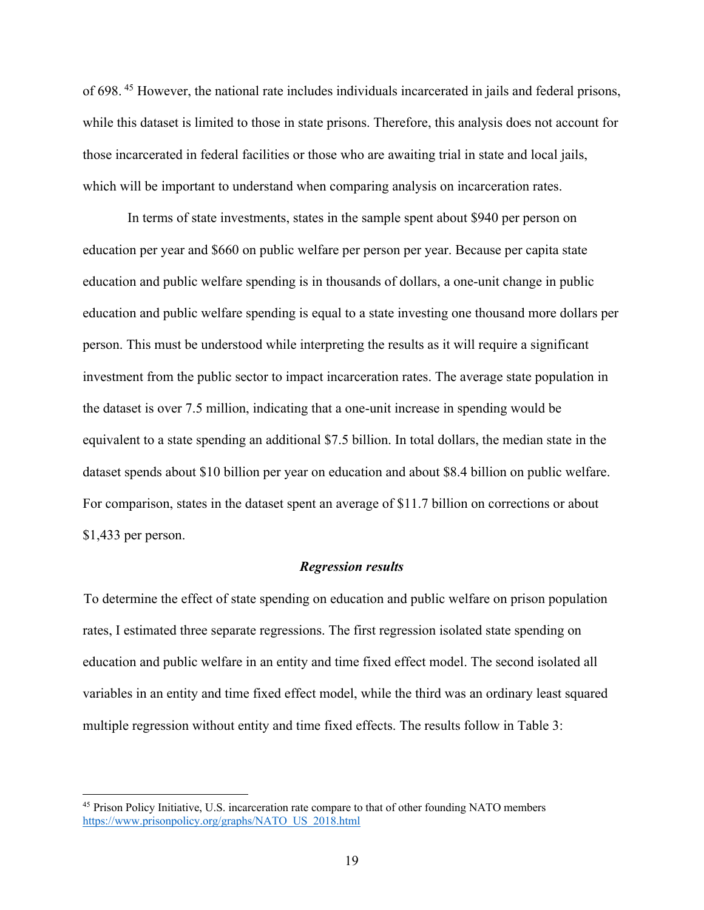of 698. [45] However, the national rate includes individuals incarcerated in jails and federal prisons, while this dataset is limited to those in state prisons. Therefore, this analysis does not account for those incarcerated in federal facilities or those who are awaiting trial in state and local jails, which will be important to understand when comparing analysis on incarceration rates.

In terms of state investments, states in the sample spent about $940 per person on education per year and $660 on public welfare per person per year. Because per capita state education and public welfare spending is in thousands of dollars, a one-unit change in public education and public welfare spending is equal to a state investing one thousand more dollars per person. This must be understood while interpreting the results as it will require a significant investment from the public sector to impact incarceration rates. The average state population in the dataset is over 7.5 million, indicating that a one-unit increase in spending would be equivalent to a state spending an additional $7.5 billion. In total dollars, the median state in the dataset spends about $10 billion per year on education and about $8.4 billion on public welfare. For comparison, states in the dataset spent an average of $11.7 billion on corrections or about $1,433 per person.

### *Regression results*

To determine the effect of state spending on education and public welfare on prison population rates, I estimated three separate regressions. The first regression isolated state spending on education and public welfare in an entity and time fixed effect model. The second isolated all variables in an entity and time fixed effect model, while the third was an ordinary least squared multiple regression without entity and time fixed effects. The results follow in Table 3:

[45] Prison Policy Initiative, U.S. incarceration rate compare to that of other founding NATO members https://www.prisonpolicy.org/graphs/NATO_US_2018.html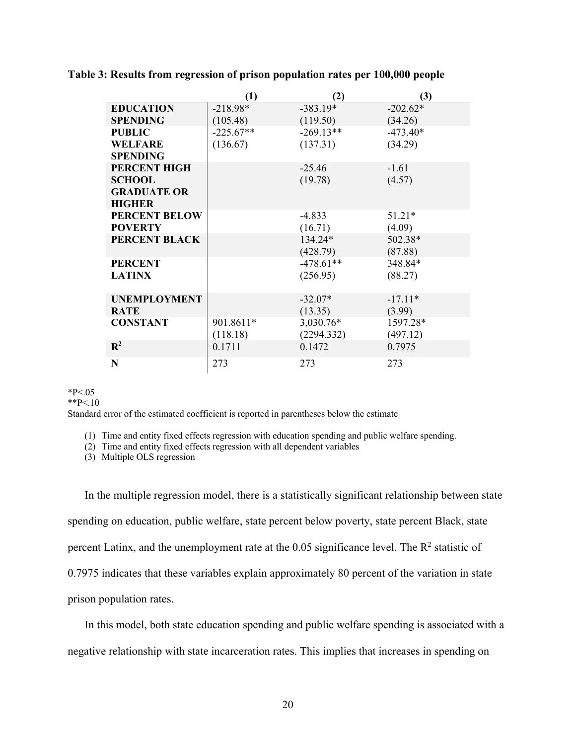**Table 3: Results from regression of prison population rates per 100,000 people**

| | (1) | (2) | (3) |
|---|---|---|---|
| **EDUCATION SPENDING** | -218.98* (105.48) | -383.19* (119.50) | -202.62* (34.26) |
| **PUBLIC WELFARE SPENDING** | -225.67** (136.67) | -269.13** (137.31) | -473.40* (34.29) |
| **PERCENT HIGH SCHOOL GRADUATE OR HIGHER** | | -25.46 (19.78) | -1.61 (4.57) |
| **PERCENT BELOW POVERTY** | | -4.833 (16.71) | 51.21* (4.09) |
| **PERCENT BLACK** | | 134.24* (428.79) | 502.38* (87.88) |
| **PERCENT LATINX** | | -478.61** (256.95) | 348.84* (88.27) |
| **UNEMPLOYMENT RATE** | | -32.07* (13.35) | -17.11* (3.99) |
| **CONSTANT** | 901.8611* (118.18) | 3,030.76* (2294.332) | 1597.28* (497.12) |
| **$R^2$** | 0.1711 | 0.1472 | 0.7975 |
| **N** | 273 | 273 | 273 |

*P<.05
**P<.10
Standard error of the estimated coefficient is reported in parentheses below the estimate

(1) Time and entity fixed effects regression with education spending and public welfare spending.
(2) Time and entity fixed effects regression with all dependent variables
(3) Multiple OLS regression

In the multiple regression model, there is a statistically significant relationship between state spending on education, public welfare, state percent below poverty, state percent Black, state percent Latinx, and the unemployment rate at the 0.05 significance level. The $R^2$ statistic of 0.7975 indicates that these variables explain approximately 80 percent of the variation in state prison population rates.

In this model, both state education spending and public welfare spending is associated with a negative relationship with state incarceration rates. This implies that increases in spending on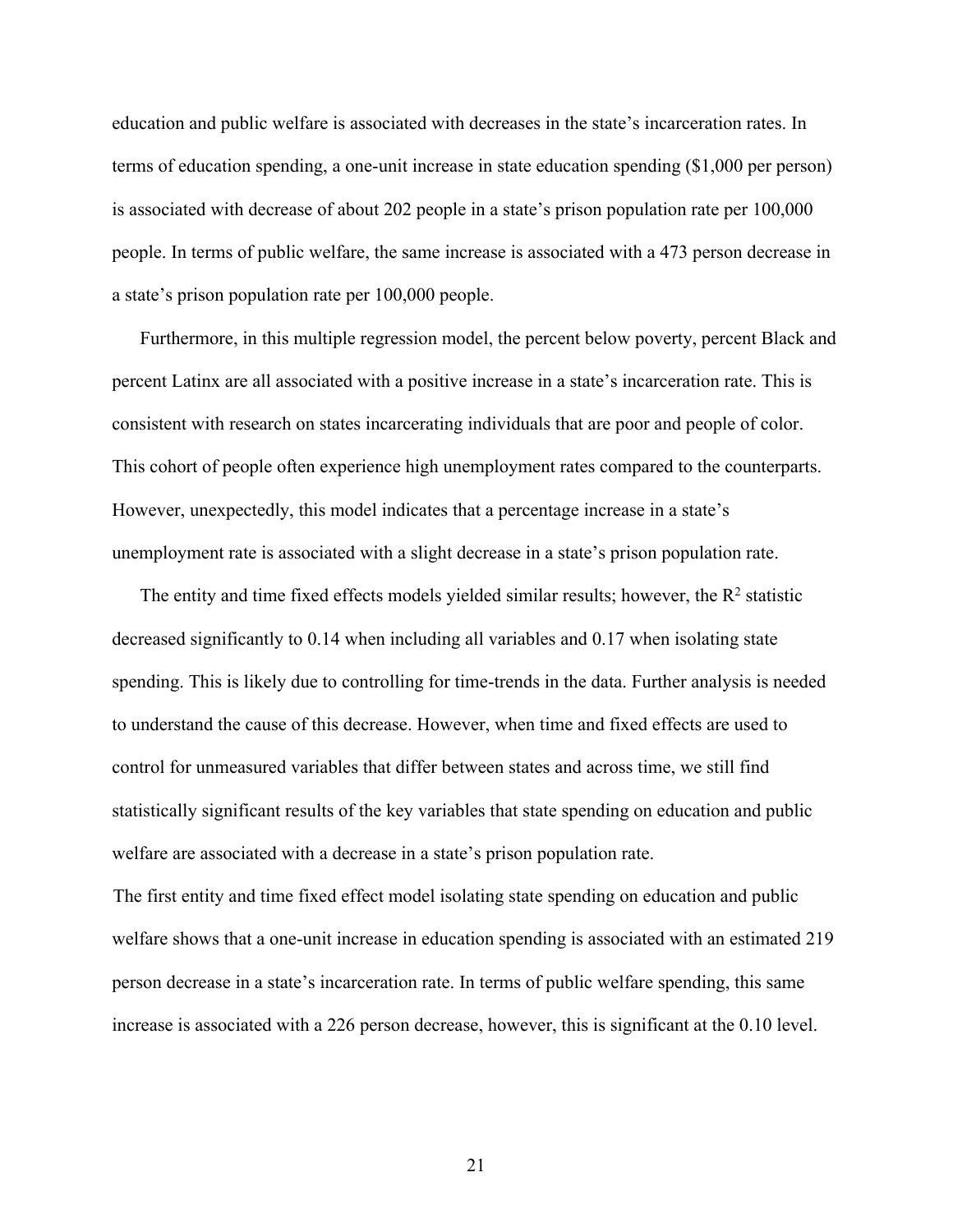education and public welfare is associated with decreases in the state's incarceration rates. In terms of education spending, a one-unit increase in state education spending ($1,000 per person) is associated with decrease of about 202 people in a state's prison population rate per 100,000 people. In terms of public welfare, the same increase is associated with a 473 person decrease in a state's prison population rate per 100,000 people.

Furthermore, in this multiple regression model, the percent below poverty, percent Black and percent Latinx are all associated with a positive increase in a state's incarceration rate. This is consistent with research on states incarcerating individuals that are poor and people of color. This cohort of people often experience high unemployment rates compared to the counterparts. However, unexpectedly, this model indicates that a percentage increase in a state's unemployment rate is associated with a slight decrease in a state's prison population rate.

The entity and time fixed effects models yielded similar results; however, the $R^2$ statistic decreased significantly to 0.14 when including all variables and 0.17 when isolating state spending. This is likely due to controlling for time-trends in the data. Further analysis is needed to understand the cause of this decrease. However, when time and fixed effects are used to control for unmeasured variables that differ between states and across time, we still find statistically significant results of the key variables that state spending on education and public welfare are associated with a decrease in a state's prison population rate.

The first entity and time fixed effect model isolating state spending on education and public welfare shows that a one-unit increase in education spending is associated with an estimated 219 person decrease in a state's incarceration rate. In terms of public welfare spending, this same increase is associated with a 226 person decrease, however, this is significant at the 0.10 level.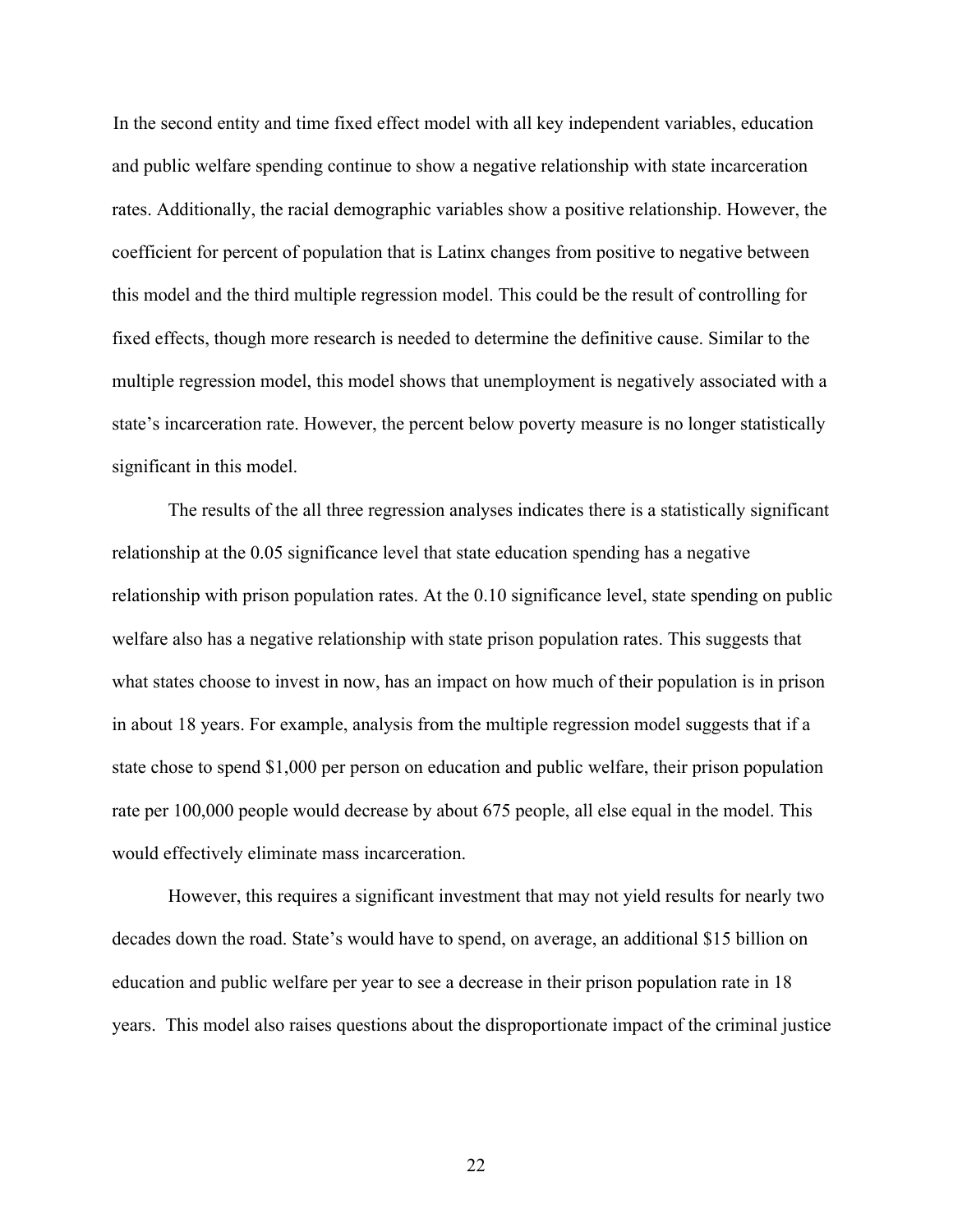In the second entity and time fixed effect model with all key independent variables, education and public welfare spending continue to show a negative relationship with state incarceration rates. Additionally, the racial demographic variables show a positive relationship. However, the coefficient for percent of population that is Latinx changes from positive to negative between this model and the third multiple regression model. This could be the result of controlling for fixed effects, though more research is needed to determine the definitive cause. Similar to the multiple regression model, this model shows that unemployment is negatively associated with a state's incarceration rate. However, the percent below poverty measure is no longer statistically significant in this model.

The results of the all three regression analyses indicates there is a statistically significant relationship at the 0.05 significance level that state education spending has a negative relationship with prison population rates. At the 0.10 significance level, state spending on public welfare also has a negative relationship with state prison population rates. This suggests that what states choose to invest in now, has an impact on how much of their population is in prison in about 18 years. For example, analysis from the multiple regression model suggests that if a state chose to spend $1,000 per person on education and public welfare, their prison population rate per 100,000 people would decrease by about 675 people, all else equal in the model. This would effectively eliminate mass incarceration.

However, this requires a significant investment that may not yield results for nearly two decades down the road. State's would have to spend, on average, an additional $15 billion on education and public welfare per year to see a decrease in their prison population rate in 18 years. This model also raises questions about the disproportionate impact of the criminal justice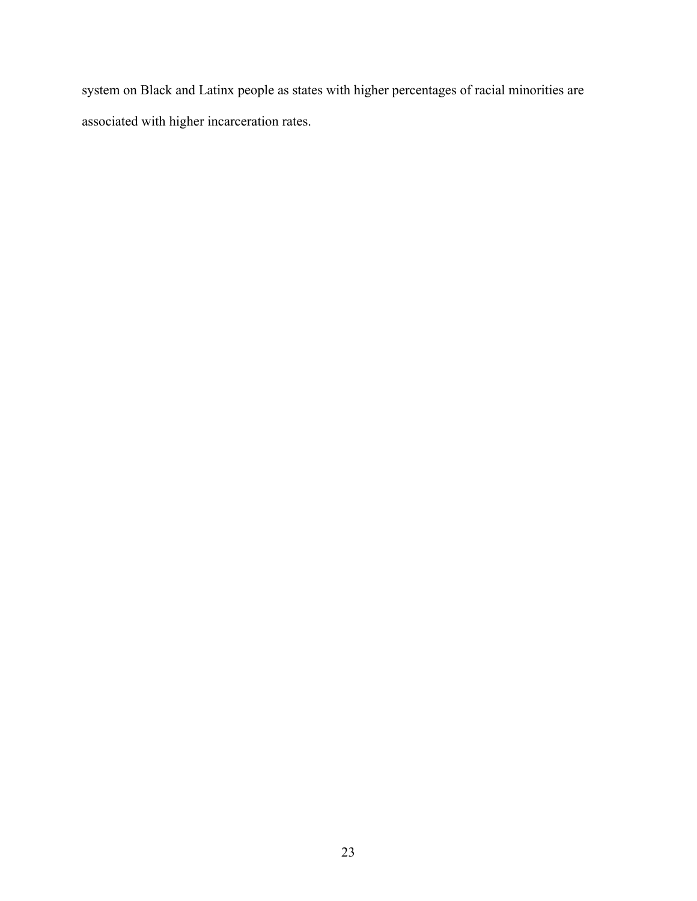system on Black and Latinx people as states with higher percentages of racial minorities are associated with higher incarceration rates.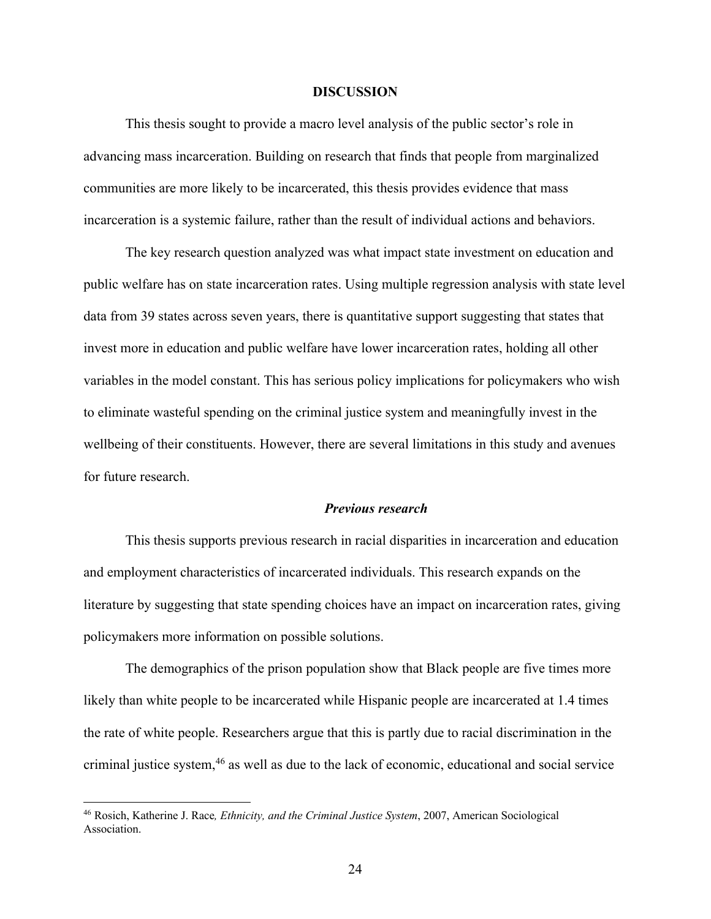## DISCUSSION

This thesis sought to provide a macro level analysis of the public sector's role in advancing mass incarceration. Building on research that finds that people from marginalized communities are more likely to be incarcerated, this thesis provides evidence that mass incarceration is a systemic failure, rather than the result of individual actions and behaviors.

The key research question analyzed was what impact state investment on education and public welfare has on state incarceration rates. Using multiple regression analysis with state level data from 39 states across seven years, there is quantitative support suggesting that states that invest more in education and public welfare have lower incarceration rates, holding all other variables in the model constant. This has serious policy implications for policymakers who wish to eliminate wasteful spending on the criminal justice system and meaningfully invest in the wellbeing of their constituents. However, there are several limitations in this study and avenues for future research.

### *Previous research*

This thesis supports previous research in racial disparities in incarceration and education and employment characteristics of incarcerated individuals. This research expands on the literature by suggesting that state spending choices have an impact on incarceration rates, giving policymakers more information on possible solutions.

The demographics of the prison population show that Black people are five times more likely than white people to be incarcerated while Hispanic people are incarcerated at 1.4 times the rate of white people. Researchers argue that this is partly due to racial discrimination in the criminal justice system,[46] as well as due to the lack of economic, educational and social service

---

[46] Rosich, Katherine J. Race*, Ethnicity, and the Criminal Justice System*, 2007, American Sociological Association.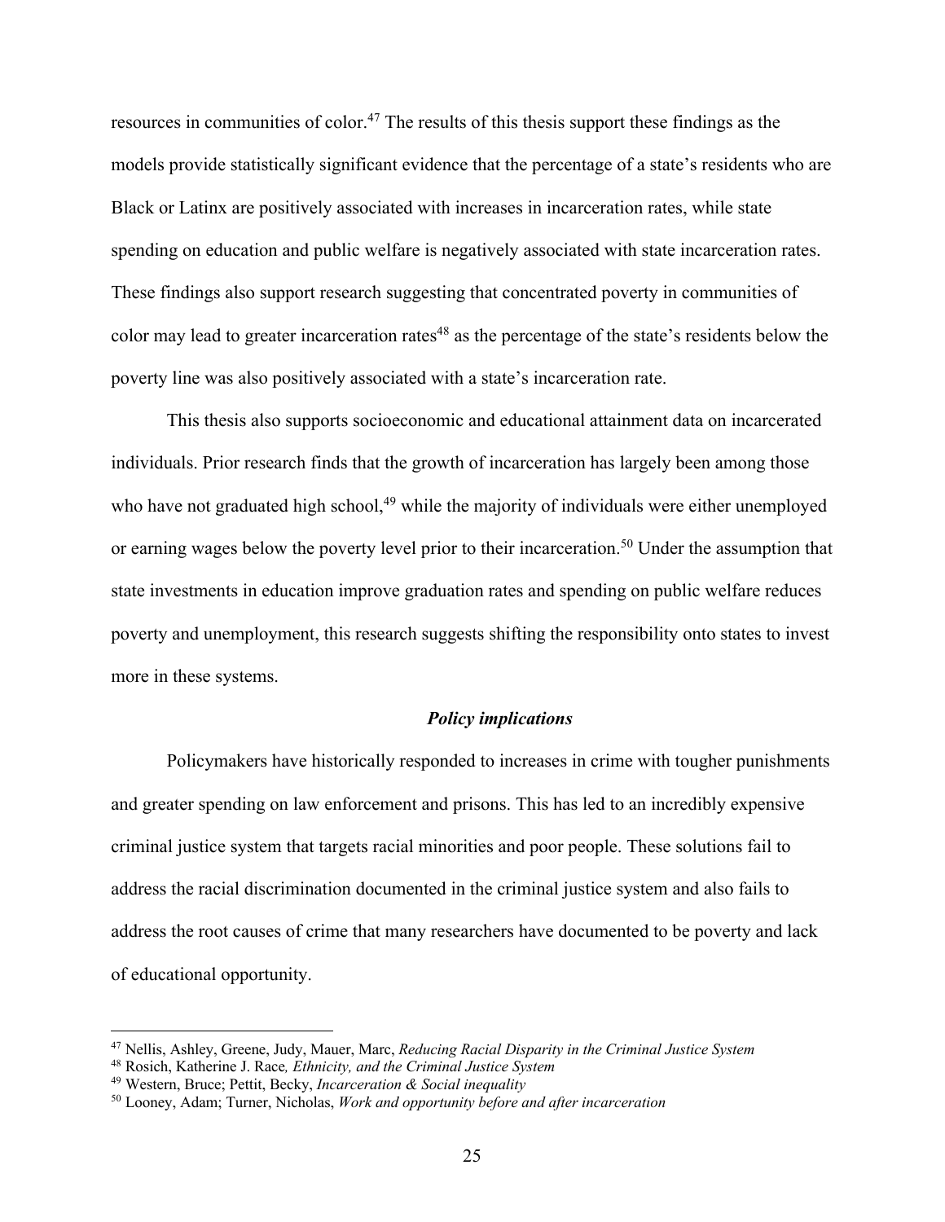resources in communities of color.[47] The results of this thesis support these findings as the models provide statistically significant evidence that the percentage of a state's residents who are Black or Latinx are positively associated with increases in incarceration rates, while state spending on education and public welfare is negatively associated with state incarceration rates. These findings also support research suggesting that concentrated poverty in communities of color may lead to greater incarceration rates[48] as the percentage of the state's residents below the poverty line was also positively associated with a state's incarceration rate.

This thesis also supports socioeconomic and educational attainment data on incarcerated individuals. Prior research finds that the growth of incarceration has largely been among those who have not graduated high school,[49] while the majority of individuals were either unemployed or earning wages below the poverty level prior to their incarceration.[50] Under the assumption that state investments in education improve graduation rates and spending on public welfare reduces poverty and unemployment, this research suggests shifting the responsibility onto states to invest more in these systems.

### *Policy implications*

Policymakers have historically responded to increases in crime with tougher punishments and greater spending on law enforcement and prisons. This has led to an incredibly expensive criminal justice system that targets racial minorities and poor people. These solutions fail to address the racial discrimination documented in the criminal justice system and also fails to address the root causes of crime that many researchers have documented to be poverty and lack of educational opportunity.

---

[47] Nellis, Ashley, Greene, Judy, Mauer, Marc, *Reducing Racial Disparity in the Criminal Justice System*

[48] Rosich, Katherine J. Race*, Ethnicity, and the Criminal Justice System*

[49] Western, Bruce; Pettit, Becky, *Incarceration & Social inequality*

[50] Looney, Adam; Turner, Nicholas, *Work and opportunity before and after incarceration*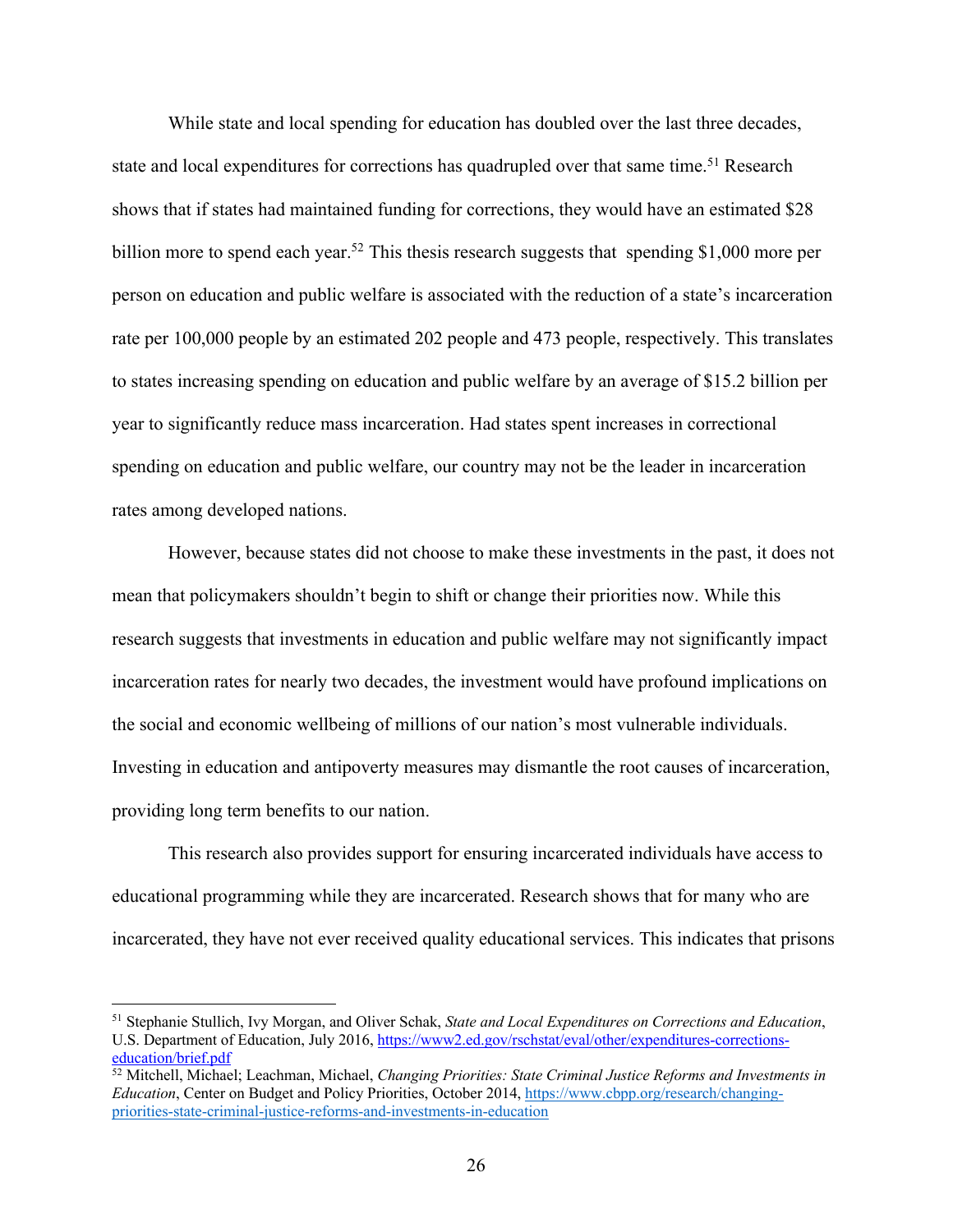While state and local spending for education has doubled over the last three decades, state and local expenditures for corrections has quadrupled over that same time.[51] Research shows that if states had maintained funding for corrections, they would have an estimated $28 billion more to spend each year.[52] This thesis research suggests that spending $1,000 more per person on education and public welfare is associated with the reduction of a state's incarceration rate per 100,000 people by an estimated 202 people and 473 people, respectively. This translates to states increasing spending on education and public welfare by an average of $15.2 billion per year to significantly reduce mass incarceration. Had states spent increases in correctional spending on education and public welfare, our country may not be the leader in incarceration rates among developed nations.

However, because states did not choose to make these investments in the past, it does not mean that policymakers shouldn't begin to shift or change their priorities now. While this research suggests that investments in education and public welfare may not significantly impact incarceration rates for nearly two decades, the investment would have profound implications on the social and economic wellbeing of millions of our nation's most vulnerable individuals. Investing in education and antipoverty measures may dismantle the root causes of incarceration, providing long term benefits to our nation.

This research also provides support for ensuring incarcerated individuals have access to educational programming while they are incarcerated. Research shows that for many who are incarcerated, they have not ever received quality educational services. This indicates that prisons

---

[51] Stephanie Stullich, Ivy Morgan, and Oliver Schak, *State and Local Expenditures on Corrections and Education*, U.S. Department of Education, July 2016, https://www2.ed.gov/rschstat/eval/other/expenditures-corrections-education/brief.pdf

[52] Mitchell, Michael; Leachman, Michael, *Changing Priorities: State Criminal Justice Reforms and Investments in Education*, Center on Budget and Policy Priorities, October 2014, https://www.cbpp.org/research/changing-priorities-state-criminal-justice-reforms-and-investments-in-education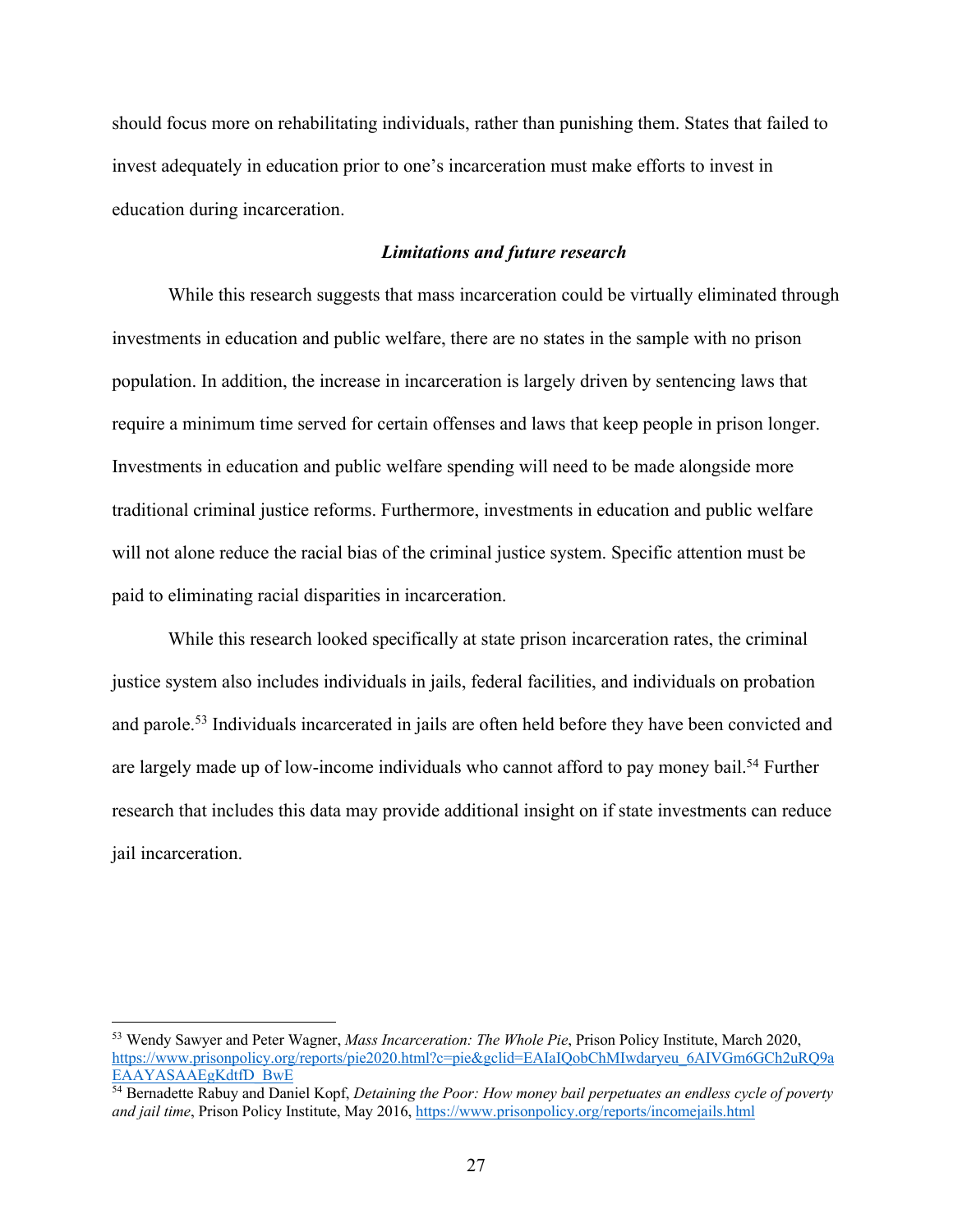should focus more on rehabilitating individuals, rather than punishing them. States that failed to invest adequately in education prior to one's incarceration must make efforts to invest in education during incarceration.

### *Limitations and future research*

While this research suggests that mass incarceration could be virtually eliminated through investments in education and public welfare, there are no states in the sample with no prison population. In addition, the increase in incarceration is largely driven by sentencing laws that require a minimum time served for certain offenses and laws that keep people in prison longer. Investments in education and public welfare spending will need to be made alongside more traditional criminal justice reforms. Furthermore, investments in education and public welfare will not alone reduce the racial bias of the criminal justice system. Specific attention must be paid to eliminating racial disparities in incarceration.

While this research looked specifically at state prison incarceration rates, the criminal justice system also includes individuals in jails, federal facilities, and individuals on probation and parole.[53] Individuals incarcerated in jails are often held before they have been convicted and are largely made up of low-income individuals who cannot afford to pay money bail.[54] Further research that includes this data may provide additional insight on if state investments can reduce jail incarceration.

---

[53] Wendy Sawyer and Peter Wagner, *Mass Incarceration: The Whole Pie*, Prison Policy Institute, March 2020, https://www.prisonpolicy.org/reports/pie2020.html?c=pie&gclid=EAIaIQobChMIwdaryeu_6AIVGm6GCh2uRQ9aEAAYASAAEgKdtfD_BwE

[54] Bernadette Rabuy and Daniel Kopf, *Detaining the Poor: How money bail perpetuates an endless cycle of poverty and jail time*, Prison Policy Institute, May 2016, https://www.prisonpolicy.org/reports/incomejails.html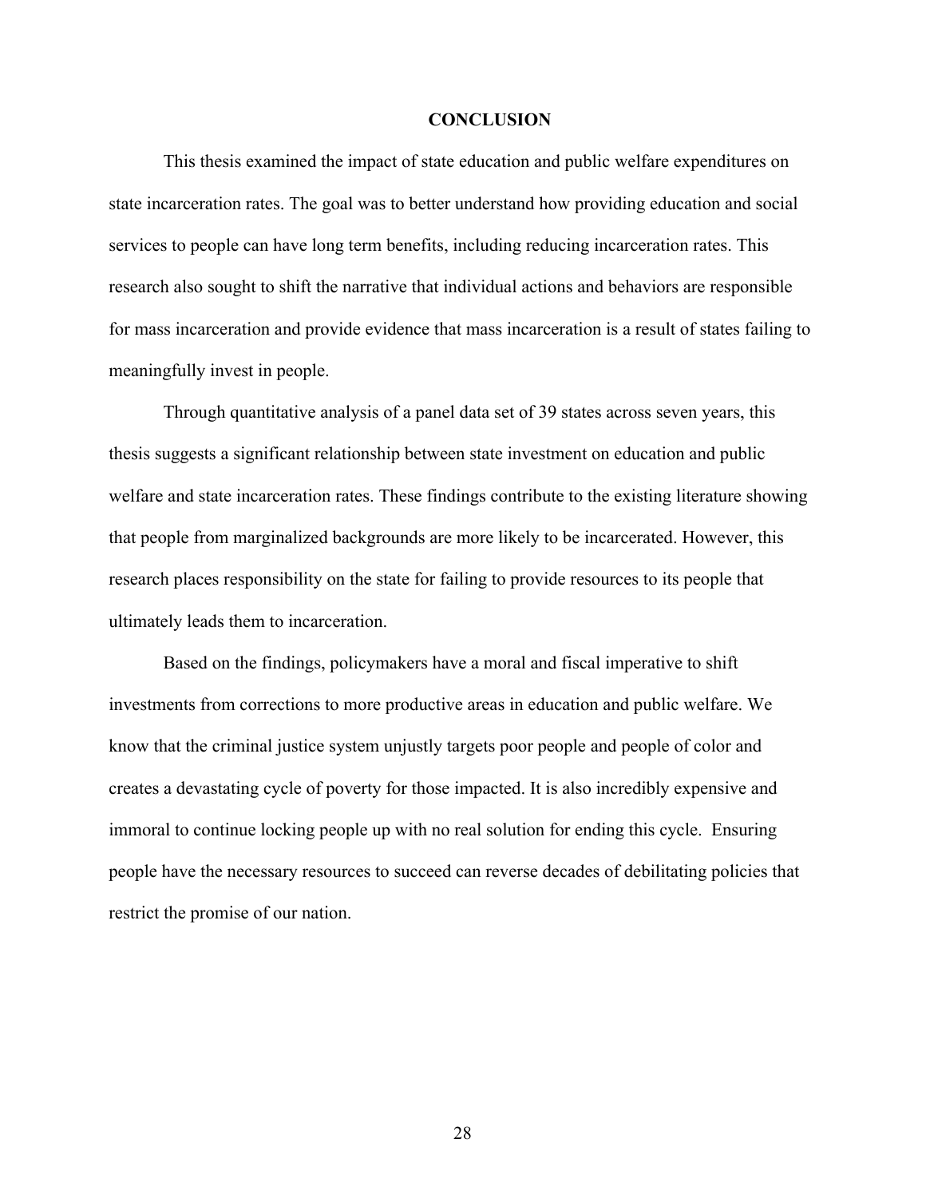# CONCLUSION

This thesis examined the impact of state education and public welfare expenditures on state incarceration rates. The goal was to better understand how providing education and social services to people can have long term benefits, including reducing incarceration rates. This research also sought to shift the narrative that individual actions and behaviors are responsible for mass incarceration and provide evidence that mass incarceration is a result of states failing to meaningfully invest in people.

Through quantitative analysis of a panel data set of 39 states across seven years, this thesis suggests a significant relationship between state investment on education and public welfare and state incarceration rates. These findings contribute to the existing literature showing that people from marginalized backgrounds are more likely to be incarcerated. However, this research places responsibility on the state for failing to provide resources to its people that ultimately leads them to incarceration.

Based on the findings, policymakers have a moral and fiscal imperative to shift investments from corrections to more productive areas in education and public welfare. We know that the criminal justice system unjustly targets poor people and people of color and creates a devastating cycle of poverty for those impacted. It is also incredibly expensive and immoral to continue locking people up with no real solution for ending this cycle. Ensuring people have the necessary resources to succeed can reverse decades of debilitating policies that restrict the promise of our nation.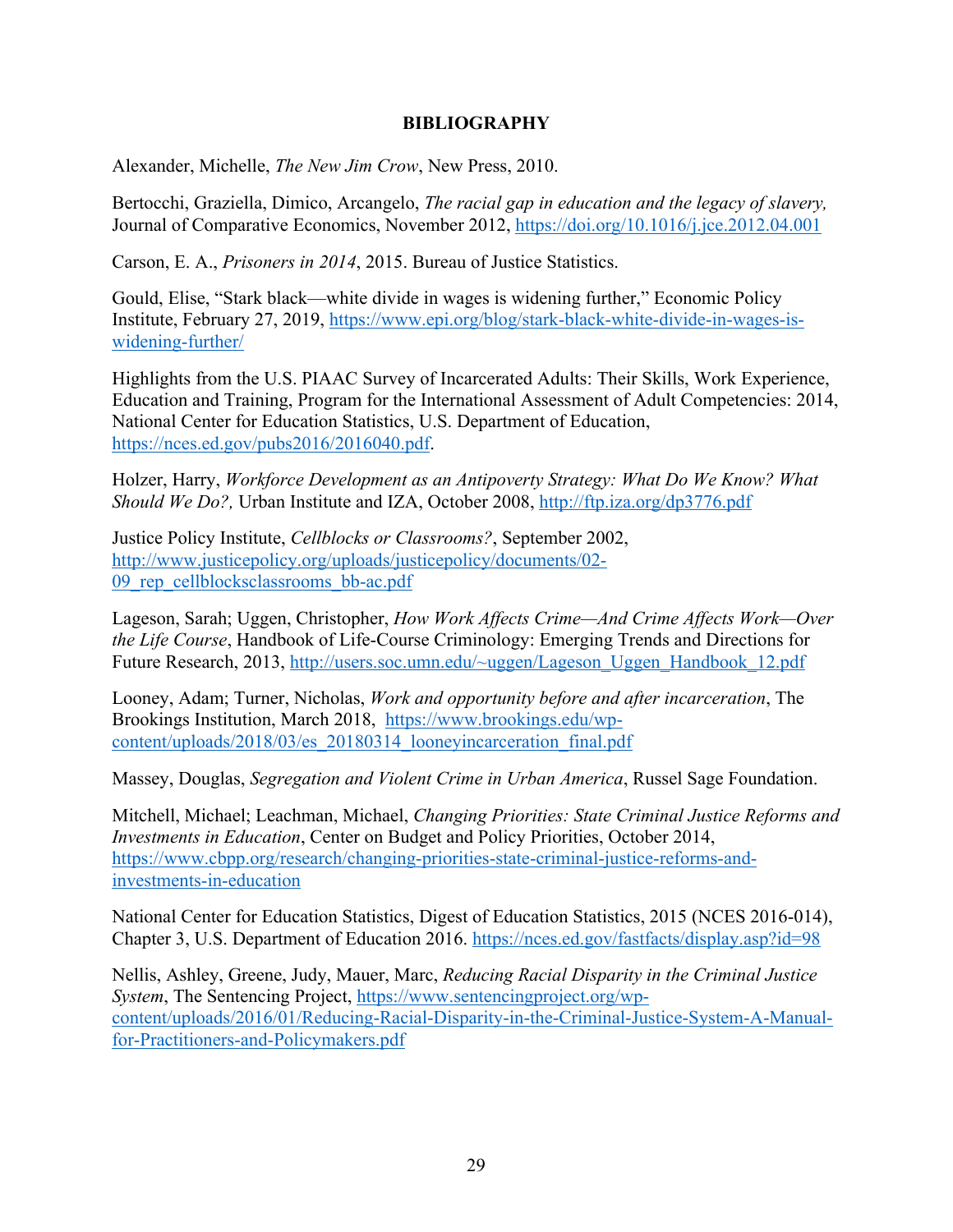# BIBLIOGRAPHY

Alexander, Michelle, *The New Jim Crow*, New Press, 2010.

Bertocchi, Graziella, Dimico, Arcangelo, *The racial gap in education and the legacy of slavery,* Journal of Comparative Economics, November 2012, https://doi.org/10.1016/j.jce.2012.04.001

Carson, E. A., *Prisoners in 2014*, 2015. Bureau of Justice Statistics.

Gould, Elise, "Stark black—white divide in wages is widening further," Economic Policy Institute, February 27, 2019, https://www.epi.org/blog/stark-black-white-divide-in-wages-is-widening-further/

Highlights from the U.S. PIAAC Survey of Incarcerated Adults: Their Skills, Work Experience, Education and Training, Program for the International Assessment of Adult Competencies: 2014, National Center for Education Statistics, U.S. Department of Education, https://nces.ed.gov/pubs2016/2016040.pdf.

Holzer, Harry, *Workforce Development as an Antipoverty Strategy: What Do We Know? What Should We Do?,* Urban Institute and IZA, October 2008, http://ftp.iza.org/dp3776.pdf

Justice Policy Institute, *Cellblocks or Classrooms?*, September 2002, http://www.justicepolicy.org/uploads/justicepolicy/documents/02-09_rep_cellblocksclassrooms_bb-ac.pdf

Lageson, Sarah; Uggen, Christopher, *How Work Affects Crime—And Crime Affects Work—Over the Life Course*, Handbook of Life-Course Criminology: Emerging Trends and Directions for Future Research, 2013, http://users.soc.umn.edu/~uggen/Lageson_Uggen_Handbook_12.pdf

Looney, Adam; Turner, Nicholas, *Work and opportunity before and after incarceration*, The Brookings Institution, March 2018, https://www.brookings.edu/wp-content/uploads/2018/03/es_20180314_looneyincarceration_final.pdf

Massey, Douglas, *Segregation and Violent Crime in Urban America*, Russel Sage Foundation.

Mitchell, Michael; Leachman, Michael, *Changing Priorities: State Criminal Justice Reforms and Investments in Education*, Center on Budget and Policy Priorities, October 2014, https://www.cbpp.org/research/changing-priorities-state-criminal-justice-reforms-and-investments-in-education

National Center for Education Statistics, Digest of Education Statistics, 2015 (NCES 2016-014), Chapter 3, U.S. Department of Education 2016. https://nces.ed.gov/fastfacts/display.asp?id=98

Nellis, Ashley, Greene, Judy, Mauer, Marc, *Reducing Racial Disparity in the Criminal Justice System*, The Sentencing Project, https://www.sentencingproject.org/wp-content/uploads/2016/01/Reducing-Racial-Disparity-in-the-Criminal-Justice-System-A-Manual-for-Practitioners-and-Policymakers.pdf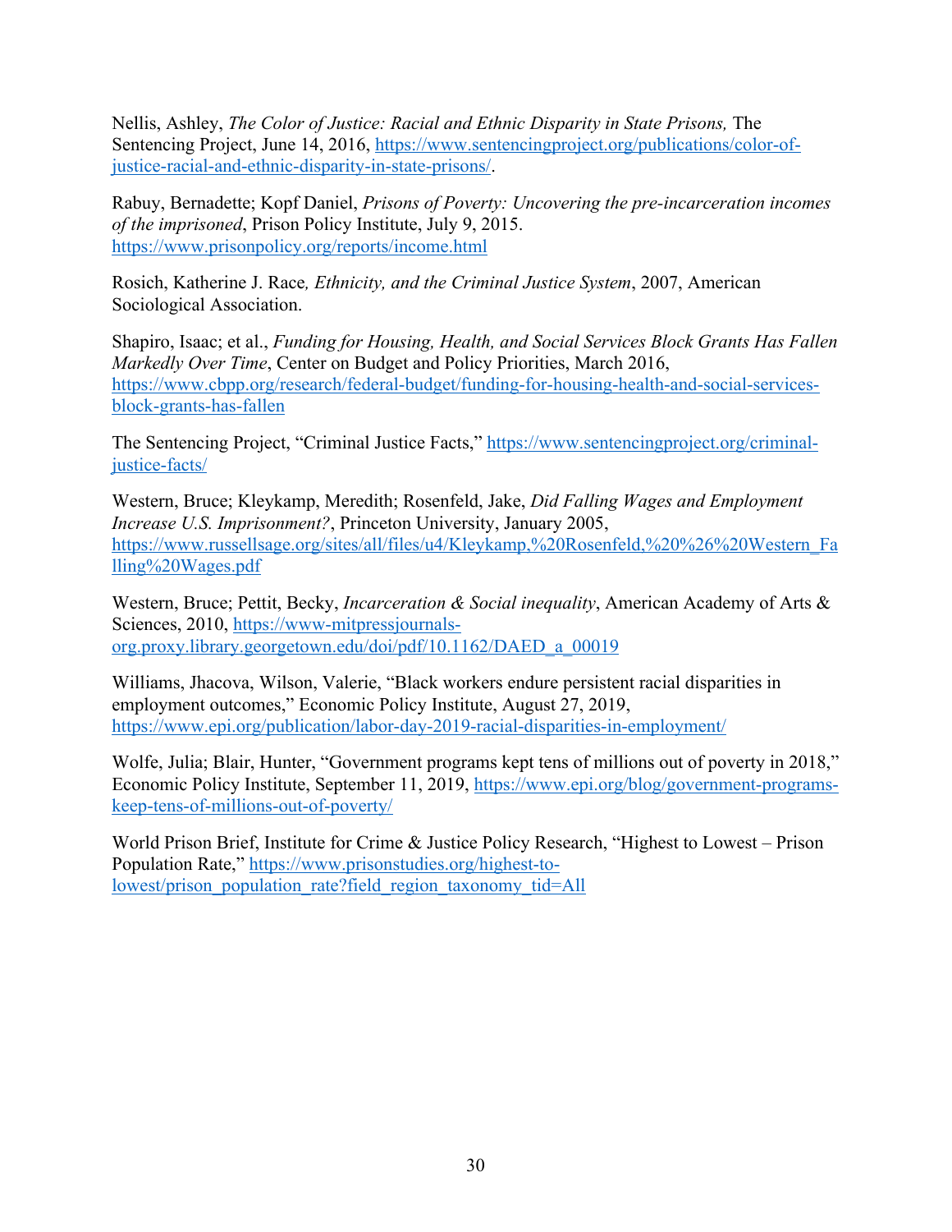Nellis, Ashley, *The Color of Justice: Racial and Ethnic Disparity in State Prisons,* The Sentencing Project, June 14, 2016, https://www.sentencingproject.org/publications/color-of-justice-racial-and-ethnic-disparity-in-state-prisons/.

Rabuy, Bernadette; Kopf Daniel, *Prisons of Poverty: Uncovering the pre-incarceration incomes of the imprisoned*, Prison Policy Institute, July 9, 2015. https://www.prisonpolicy.org/reports/income.html

Rosich, Katherine J. Race*, Ethnicity, and the Criminal Justice System*, 2007, American Sociological Association.

Shapiro, Isaac; et al., *Funding for Housing, Health, and Social Services Block Grants Has Fallen Markedly Over Time*, Center on Budget and Policy Priorities, March 2016, https://www.cbpp.org/research/federal-budget/funding-for-housing-health-and-social-services-block-grants-has-fallen

The Sentencing Project, "Criminal Justice Facts," https://www.sentencingproject.org/criminal-justice-facts/

Western, Bruce; Kleykamp, Meredith; Rosenfeld, Jake, *Did Falling Wages and Employment Increase U.S. Imprisonment?*, Princeton University, January 2005, https://www.russellsage.org/sites/all/files/u4/Kleykamp,%20Rosenfeld,%20%26%20Western_Falling%20Wages.pdf

Western, Bruce; Pettit, Becky, *Incarceration & Social inequality*, American Academy of Arts & Sciences, 2010, https://www-mitpressjournals-org.proxy.library.georgetown.edu/doi/pdf/10.1162/DAED_a_00019

Williams, Jhacova, Wilson, Valerie, "Black workers endure persistent racial disparities in employment outcomes," Economic Policy Institute, August 27, 2019, https://www.epi.org/publication/labor-day-2019-racial-disparities-in-employment/

Wolfe, Julia; Blair, Hunter, "Government programs kept tens of millions out of poverty in 2018," Economic Policy Institute, September 11, 2019, https://www.epi.org/blog/government-programs-keep-tens-of-millions-out-of-poverty/

World Prison Brief, Institute for Crime & Justice Policy Research, "Highest to Lowest – Prison Population Rate," https://www.prisonstudies.org/highest-to-lowest/prison_population_rate?field_region_taxonomy_tid=All